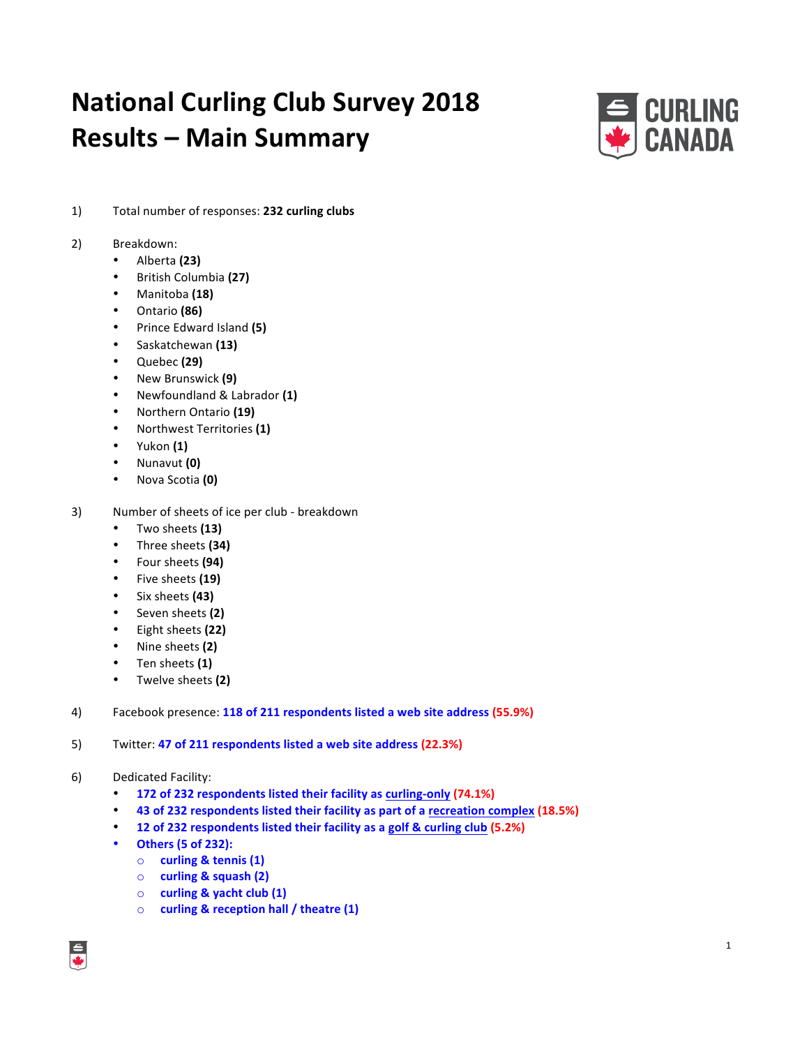# National Curling Club Survey 2018 Results – Main Summary

1) Total number of responses: **232 curling clubs**

2) Breakdown:
   - Alberta **(23)**
   - British Columbia **(27)**
   - Manitoba **(18)**
   - Ontario **(86)**
   - Prince Edward Island **(5)**
   - Saskatchewan **(13)**
   - Quebec **(29)**
   - New Brunswick **(9)**
   - Newfoundland & Labrador **(1)**
   - Northern Ontario **(19)**
   - Northwest Territories **(1)**
   - Yukon **(1)**
   - Nunavut **(0)**
   - Nova Scotia **(0)**

3) Number of sheets of ice per club - breakdown
   - Two sheets **(13)**
   - Three sheets **(34)**
   - Four sheets **(94)**
   - Five sheets **(19)**
   - Six sheets **(43)**
   - Seven sheets **(2)**
   - Eight sheets **(22)**
   - Nine sheets **(2)**
   - Ten sheets **(1)**
   - Twelve sheets **(2)**

4) Facebook presence: **118 of 211 respondents listed a web site address (55.9%)**

5) Twitter: **47 of 211 respondents listed a web site address (22.3%)**

6) Dedicated Facility:
   - **172 of 232 respondents listed their facility as curling-only (74.1%)**
   - **43 of 232 respondents listed their facility as part of a recreation complex (18.5%)**
   - **12 of 232 respondents listed their facility as a golf & curling club (5.2%)**
   - **Others (5 of 232):**
     - **curling & tennis (1)**
     - **curling & squash (2)**
     - **curling & yacht club (1)**
     - **curling & reception hall / theatre (1)**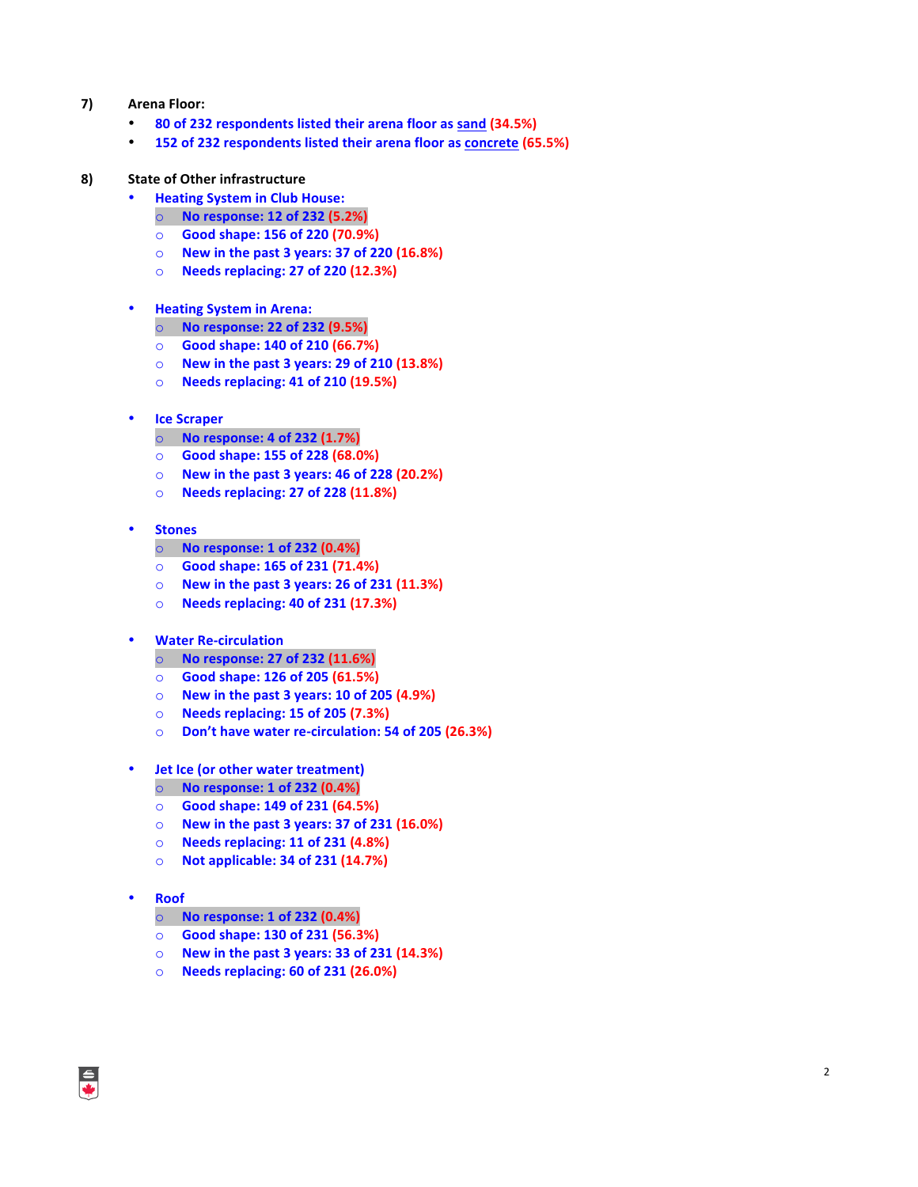7) **Arena Floor:**

- 80 of 232 respondents listed their arena floor as sand (34.5%)
- 152 of 232 respondents listed their arena floor as concrete (65.5%)

8) **State of Other infrastructure**

- **Heating System in Club House:**
  - No response: 12 of 232 (5.2%)
  - Good shape: 156 of 220 (70.9%)
  - New in the past 3 years: 37 of 220 (16.8%)
  - Needs replacing: 27 of 220 (12.3%)

- **Heating System in Arena:**
  - No response: 22 of 232 (9.5%)
  - Good shape: 140 of 210 (66.7%)
  - New in the past 3 years: 29 of 210 (13.8%)
  - Needs replacing: 41 of 210 (19.5%)

- **Ice Scraper**
  - No response: 4 of 232 (1.7%)
  - Good shape: 155 of 228 (68.0%)
  - New in the past 3 years: 46 of 228 (20.2%)
  - Needs replacing: 27 of 228 (11.8%)

- **Stones**
  - No response: 1 of 232 (0.4%)
  - Good shape: 165 of 231 (71.4%)
  - New in the past 3 years: 26 of 231 (11.3%)
  - Needs replacing: 40 of 231 (17.3%)

- **Water Re-circulation**
  - No response: 27 of 232 (11.6%)
  - Good shape: 126 of 205 (61.5%)
  - New in the past 3 years: 10 of 205 (4.9%)
  - Needs replacing: 15 of 205 (7.3%)
  - Don't have water re-circulation: 54 of 205 (26.3%)

- **Jet Ice (or other water treatment)**
  - No response: 1 of 232 (0.4%)
  - Good shape: 149 of 231 (64.5%)
  - New in the past 3 years: 37 of 231 (16.0%)
  - Needs replacing: 11 of 231 (4.8%)
  - Not applicable: 34 of 231 (14.7%)

- **Roof**
  - No response: 1 of 232 (0.4%)
  - Good shape: 130 of 231 (56.3%)
  - New in the past 3 years: 33 of 231 (14.3%)
  - Needs replacing: 60 of 231 (26.0%)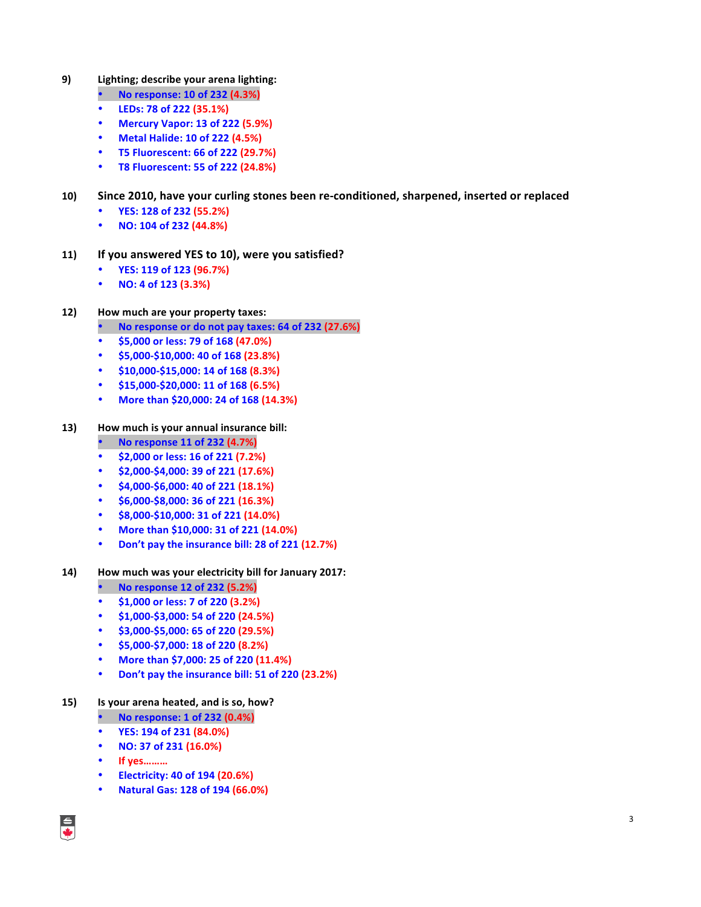9) **Lighting; describe your arena lighting:**

- **No response: 10 of 232 (4.3%)**
- **LEDs: 78 of 222 (35.1%)**
- **Mercury Vapor: 13 of 222 (5.9%)**
- **Metal Halide: 10 of 222 (4.5%)**
- **T5 Fluorescent: 66 of 222 (29.7%)**
- **T8 Fluorescent: 55 of 222 (24.8%)**

10) **Since 2010, have your curling stones been re-conditioned, sharpened, inserted or replaced**

- **YES: 128 of 232 (55.2%)**
- **NO: 104 of 232 (44.8%)**

11) **If you answered YES to 10), were you satisfied?**

- **YES: 119 of 123 (96.7%)**
- **NO: 4 of 123 (3.3%)**

12) **How much are your property taxes:**

- **No response or do not pay taxes: 64 of 232 (27.6%)**
- **$5,000 or less: 79 of 168 (47.0%)**
- **$5,000-$10,000: 40 of 168 (23.8%)**
- **$10,000-$15,000: 14 of 168 (8.3%)**
- **$15,000-$20,000: 11 of 168 (6.5%)**
- **More than $20,000: 24 of 168 (14.3%)**

13) **How much is your annual insurance bill:**

- **No response 11 of 232 (4.7%)**
- **$2,000 or less: 16 of 221 (7.2%)**
- **$2,000-$4,000: 39 of 221 (17.6%)**
- **$4,000-$6,000: 40 of 221 (18.1%)**
- **$6,000-$8,000: 36 of 221 (16.3%)**
- **$8,000-$10,000: 31 of 221 (14.0%)**
- **More than $10,000: 31 of 221 (14.0%)**
- **Don't pay the insurance bill: 28 of 221 (12.7%)**

14) **How much was your electricity bill for January 2017:**

- **No response 12 of 232 (5.2%)**
- **$1,000 or less: 7 of 220 (3.2%)**
- **$1,000-$3,000: 54 of 220 (24.5%)**
- **$3,000-$5,000: 65 of 220 (29.5%)**
- **$5,000-$7,000: 18 of 220 (8.2%)**
- **More than $7,000: 25 of 220 (11.4%)**
- **Don't pay the insurance bill: 51 of 220 (23.2%)**

15) **Is your arena heated, and is so, how?**

- **No response: 1 of 232 (0.4%)**
- **YES: 194 of 231 (84.0%)**
- **NO: 37 of 231 (16.0%)**
- **If yes………**
- **Electricity: 40 of 194 (20.6%)**
- **Natural Gas: 128 of 194 (66.0%)**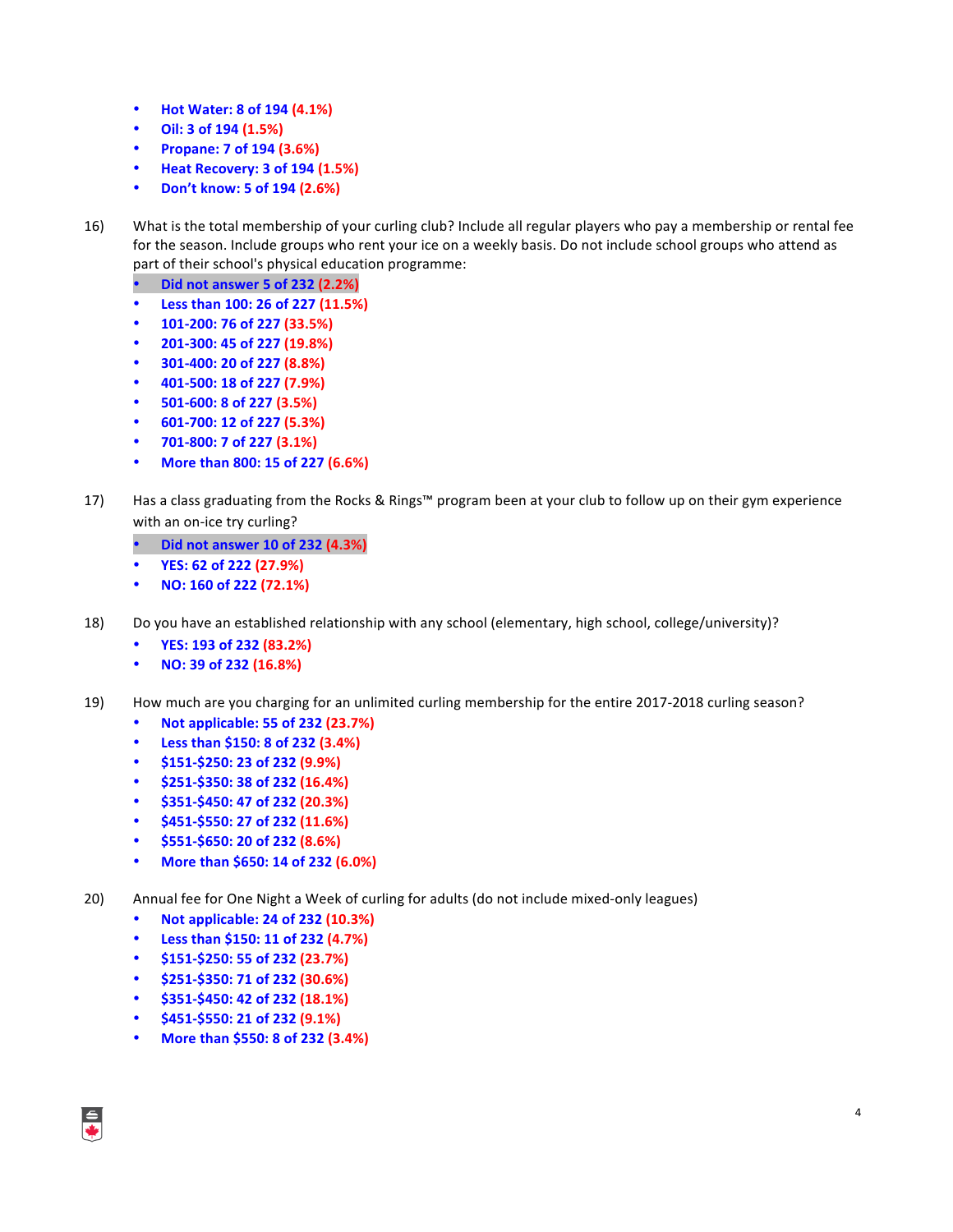- **Hot Water: 8 of 194 (4.1%)**
- **Oil: 3 of 194 (1.5%)**
- **Propane: 7 of 194 (3.6%)**
- **Heat Recovery: 3 of 194 (1.5%)**
- **Don't know: 5 of 194 (2.6%)**

16) What is the total membership of your curling club? Include all regular players who pay a membership or rental fee for the season. Include groups who rent your ice on a weekly basis. Do not include school groups who attend as part of their school's physical education programme:

- **Did not answer 5 of 232 (2.2%)**
- **Less than 100: 26 of 227 (11.5%)**
- **101-200: 76 of 227 (33.5%)**
- **201-300: 45 of 227 (19.8%)**
- **301-400: 20 of 227 (8.8%)**
- **401-500: 18 of 227 (7.9%)**
- **501-600: 8 of 227 (3.5%)**
- **601-700: 12 of 227 (5.3%)**
- **701-800: 7 of 227 (3.1%)**
- **More than 800: 15 of 227 (6.6%)**

17) Has a class graduating from the Rocks & Rings™ program been at your club to follow up on their gym experience with an on-ice try curling?

- **Did not answer 10 of 232 (4.3%)**
- **YES: 62 of 222 (27.9%)**
- **NO: 160 of 222 (72.1%)**

18) Do you have an established relationship with any school (elementary, high school, college/university)?

- **YES: 193 of 232 (83.2%)**
- **NO: 39 of 232 (16.8%)**

19) How much are you charging for an unlimited curling membership for the entire 2017-2018 curling season?

- **Not applicable: 55 of 232 (23.7%)**
- **Less than $150: 8 of 232 (3.4%)**
- **$151-$250: 23 of 232 (9.9%)**
- **$251-$350: 38 of 232 (16.4%)**
- **$351-$450: 47 of 232 (20.3%)**
- **$451-$550: 27 of 232 (11.6%)**
- **$551-$650: 20 of 232 (8.6%)**
- **More than $650: 14 of 232 (6.0%)**

20) Annual fee for One Night a Week of curling for adults (do not include mixed-only leagues)

- **Not applicable: 24 of 232 (10.3%)**
- **Less than $150: 11 of 232 (4.7%)**
- **$151-$250: 55 of 232 (23.7%)**
- **$251-$350: 71 of 232 (30.6%)**
- **$351-$450: 42 of 232 (18.1%)**
- **$451-$550: 21 of 232 (9.1%)**
- **More than $550: 8 of 232 (3.4%)**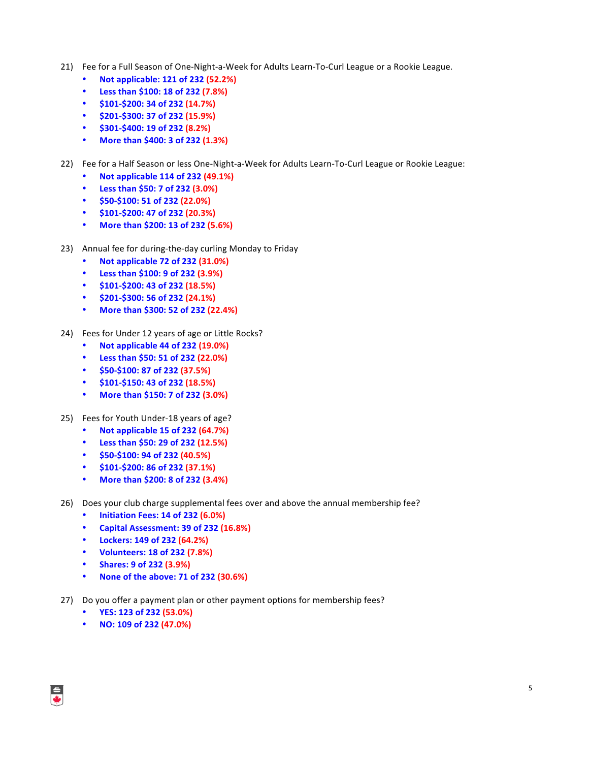21) Fee for a Full Season of One-Night-a-Week for Adults Learn-To-Curl League or a Rookie League.

- **Not applicable: 121 of 232 (52.2%)**
- **Less than $100: 18 of 232 (7.8%)**
- **$101-$200: 34 of 232 (14.7%)**
- **$201-$300: 37 of 232 (15.9%)**
- **$301-$400: 19 of 232 (8.2%)**
- **More than $400: 3 of 232 (1.3%)**

22) Fee for a Half Season or less One-Night-a-Week for Adults Learn-To-Curl League or Rookie League:

- **Not applicable 114 of 232 (49.1%)**
- **Less than $50: 7 of 232 (3.0%)**
- **$50-$100: 51 of 232 (22.0%)**
- **$101-$200: 47 of 232 (20.3%)**
- **More than $200: 13 of 232 (5.6%)**

23) Annual fee for during-the-day curling Monday to Friday

- **Not applicable 72 of 232 (31.0%)**
- **Less than $100: 9 of 232 (3.9%)**
- **$101-$200: 43 of 232 (18.5%)**
- **$201-$300: 56 of 232 (24.1%)**
- **More than $300: 52 of 232 (22.4%)**

24) Fees for Under 12 years of age or Little Rocks?

- **Not applicable 44 of 232 (19.0%)**
- **Less than $50: 51 of 232 (22.0%)**
- **$50-$100: 87 of 232 (37.5%)**
- **$101-$150: 43 of 232 (18.5%)**
- **More than $150: 7 of 232 (3.0%)**

25) Fees for Youth Under-18 years of age?

- **Not applicable 15 of 232 (64.7%)**
- **Less than $50: 29 of 232 (12.5%)**
- **$50-$100: 94 of 232 (40.5%)**
- **$101-$200: 86 of 232 (37.1%)**
- **More than $200: 8 of 232 (3.4%)**

26) Does your club charge supplemental fees over and above the annual membership fee?

- **Initiation Fees: 14 of 232 (6.0%)**
- **Capital Assessment: 39 of 232 (16.8%)**
- **Lockers: 149 of 232 (64.2%)**
- **Volunteers: 18 of 232 (7.8%)**
- **Shares: 9 of 232 (3.9%)**
- **None of the above: 71 of 232 (30.6%)**

27) Do you offer a payment plan or other payment options for membership fees?

- **YES: 123 of 232 (53.0%)**
- **NO: 109 of 232 (47.0%)**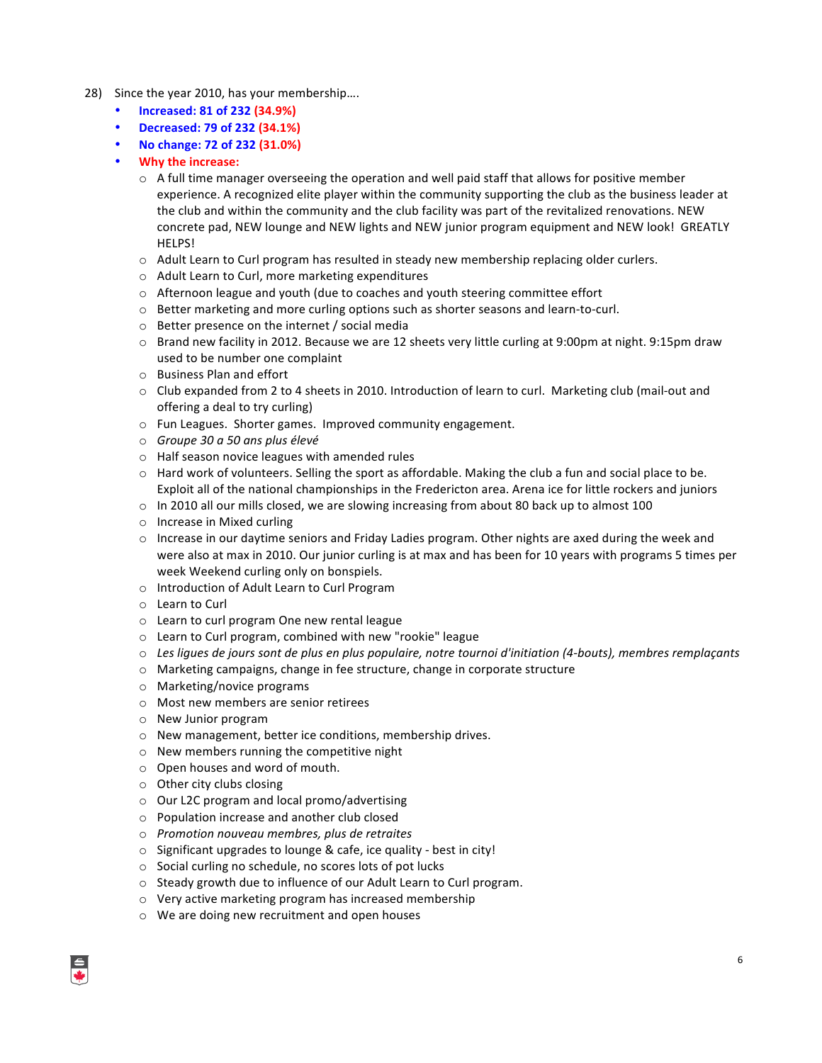28) Since the year 2010, has your membership....

- **Increased: 81 of 232 (34.9%)**
- **Decreased: 79 of 232 (34.1%)**
- **No change: 72 of 232 (31.0%)**
- **Why the increase:**
    - A full time manager overseeing the operation and well paid staff that allows for positive member experience. A recognized elite player within the community supporting the club as the business leader at the club and within the community and the club facility was part of the revitalized renovations. NEW concrete pad, NEW lounge and NEW lights and NEW junior program equipment and NEW look! GREATLY HELPS!
    - Adult Learn to Curl program has resulted in steady new membership replacing older curlers.
    - Adult Learn to Curl, more marketing expenditures
    - Afternoon league and youth (due to coaches and youth steering committee effort
    - Better marketing and more curling options such as shorter seasons and learn-to-curl.
    - Better presence on the internet / social media
    - Brand new facility in 2012. Because we are 12 sheets very little curling at 9:00pm at night. 9:15pm draw used to be number one complaint
    - Business Plan and effort
    - Club expanded from 2 to 4 sheets in 2010. Introduction of learn to curl. Marketing club (mail-out and offering a deal to try curling)
    - Fun Leagues. Shorter games. Improved community engagement.
    - *Groupe 30 a 50 ans plus élevé*
    - Half season novice leagues with amended rules
    - Hard work of volunteers. Selling the sport as affordable. Making the club a fun and social place to be. Exploit all of the national championships in the Fredericton area. Arena ice for little rockers and juniors
    - In 2010 all our mills closed, we are slowing increasing from about 80 back up to almost 100
    - Increase in Mixed curling
    - Increase in our daytime seniors and Friday Ladies program. Other nights are axed during the week and were also at max in 2010. Our junior curling is at max and has been for 10 years with programs 5 times per week Weekend curling only on bonspiels.
    - Introduction of Adult Learn to Curl Program
    - Learn to Curl
    - Learn to curl program One new rental league
    - Learn to Curl program, combined with new "rookie" league
    - *Les ligues de jours sont de plus en plus populaire, notre tournoi d'initiation (4-bouts), membres remplaçants*
    - Marketing campaigns, change in fee structure, change in corporate structure
    - Marketing/novice programs
    - Most new members are senior retirees
    - New Junior program
    - New management, better ice conditions, membership drives.
    - New members running the competitive night
    - Open houses and word of mouth.
    - Other city clubs closing
    - Our L2C program and local promo/advertising
    - Population increase and another club closed
    - *Promotion nouveau membres, plus de retraites*
    - Significant upgrades to lounge & cafe, ice quality - best in city!
    - Social curling no schedule, no scores lots of pot lucks
    - Steady growth due to influence of our Adult Learn to Curl program.
    - Very active marketing program has increased membership
    - We are doing new recruitment and open houses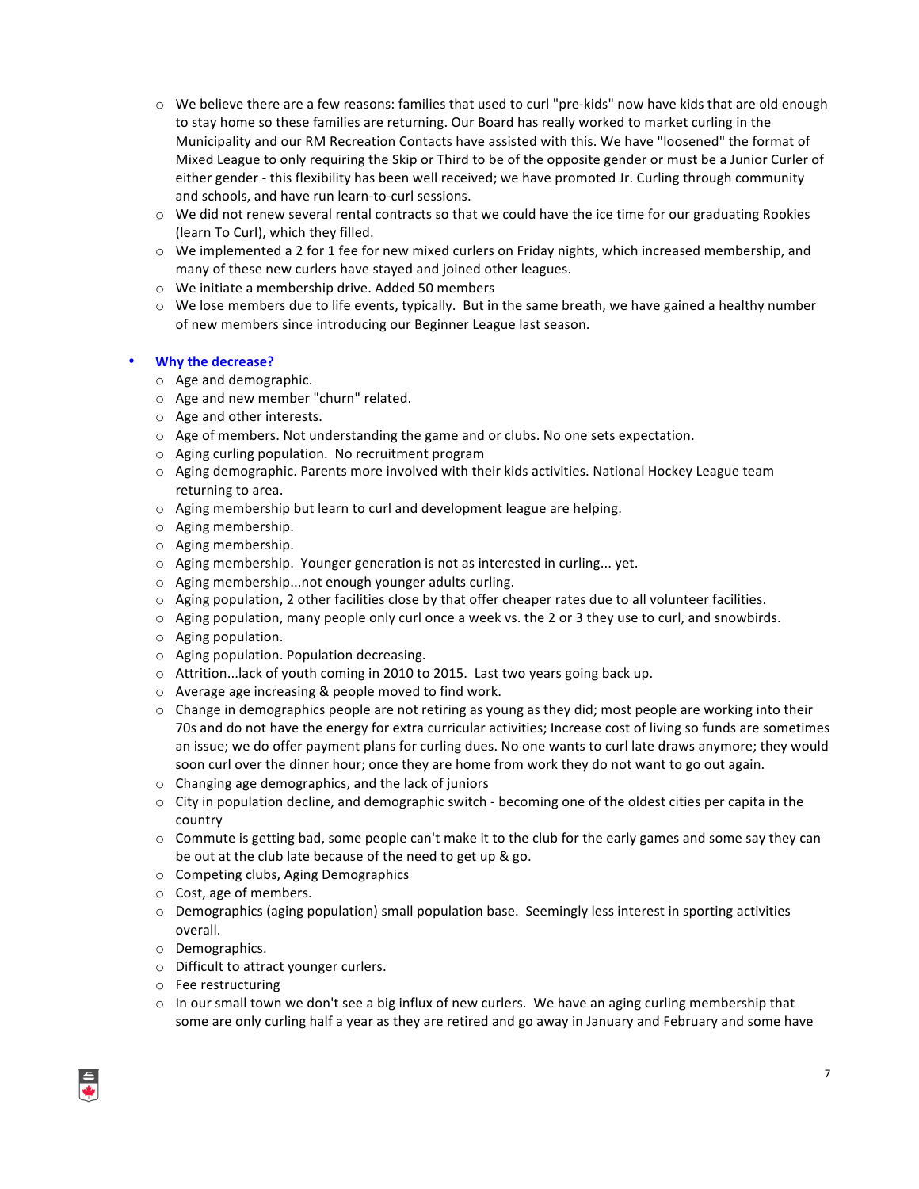- We believe there are a few reasons: families that used to curl "pre-kids" now have kids that are old enough to stay home so these families are returning. Our Board has really worked to market curling in the Municipality and our RM Recreation Contacts have assisted with this. We have "loosened" the format of Mixed League to only requiring the Skip or Third to be of the opposite gender or must be a Junior Curler of either gender - this flexibility has been well received; we have promoted Jr. Curling through community and schools, and have run learn-to-curl sessions.
  - We did not renew several rental contracts so that we could have the ice time for our graduating Rookies (learn To Curl), which they filled.
  - We implemented a 2 for 1 fee for new mixed curlers on Friday nights, which increased membership, and many of these new curlers have stayed and joined other leagues.
  - We initiate a membership drive. Added 50 members
  - We lose members due to life events, typically. But in the same breath, we have gained a healthy number of new members since introducing our Beginner League last season.

- **Why the decrease?**
  - Age and demographic.
  - Age and new member "churn" related.
  - Age and other interests.
  - Age of members. Not understanding the game and or clubs. No one sets expectation.
  - Aging curling population. No recruitment program
  - Aging demographic. Parents more involved with their kids activities. National Hockey League team returning to area.
  - Aging membership but learn to curl and development league are helping.
  - Aging membership.
  - Aging membership.
  - Aging membership. Younger generation is not as interested in curling... yet.
  - Aging membership...not enough younger adults curling.
  - Aging population, 2 other facilities close by that offer cheaper rates due to all volunteer facilities.
  - Aging population, many people only curl once a week vs. the 2 or 3 they use to curl, and snowbirds.
  - Aging population.
  - Aging population. Population decreasing.
  - Attrition...lack of youth coming in 2010 to 2015. Last two years going back up.
  - Average age increasing & people moved to find work.
  - Change in demographics people are not retiring as young as they did; most people are working into their 70s and do not have the energy for extra curricular activities; Increase cost of living so funds are sometimes an issue; we do offer payment plans for curling dues. No one wants to curl late draws anymore; they would soon curl over the dinner hour; once they are home from work they do not want to go out again.
  - Changing age demographics, and the lack of juniors
  - City in population decline, and demographic switch - becoming one of the oldest cities per capita in the country
  - Commute is getting bad, some people can't make it to the club for the early games and some say they can be out at the club late because of the need to get up & go.
  - Competing clubs, Aging Demographics
  - Cost, age of members.
  - Demographics (aging population) small population base. Seemingly less interest in sporting activities overall.
  - Demographics.
  - Difficult to attract younger curlers.
  - Fee restructuring
  - In our small town we don't see a big influx of new curlers. We have an aging curling membership that some are only curling half a year as they are retired and go away in January and February and some have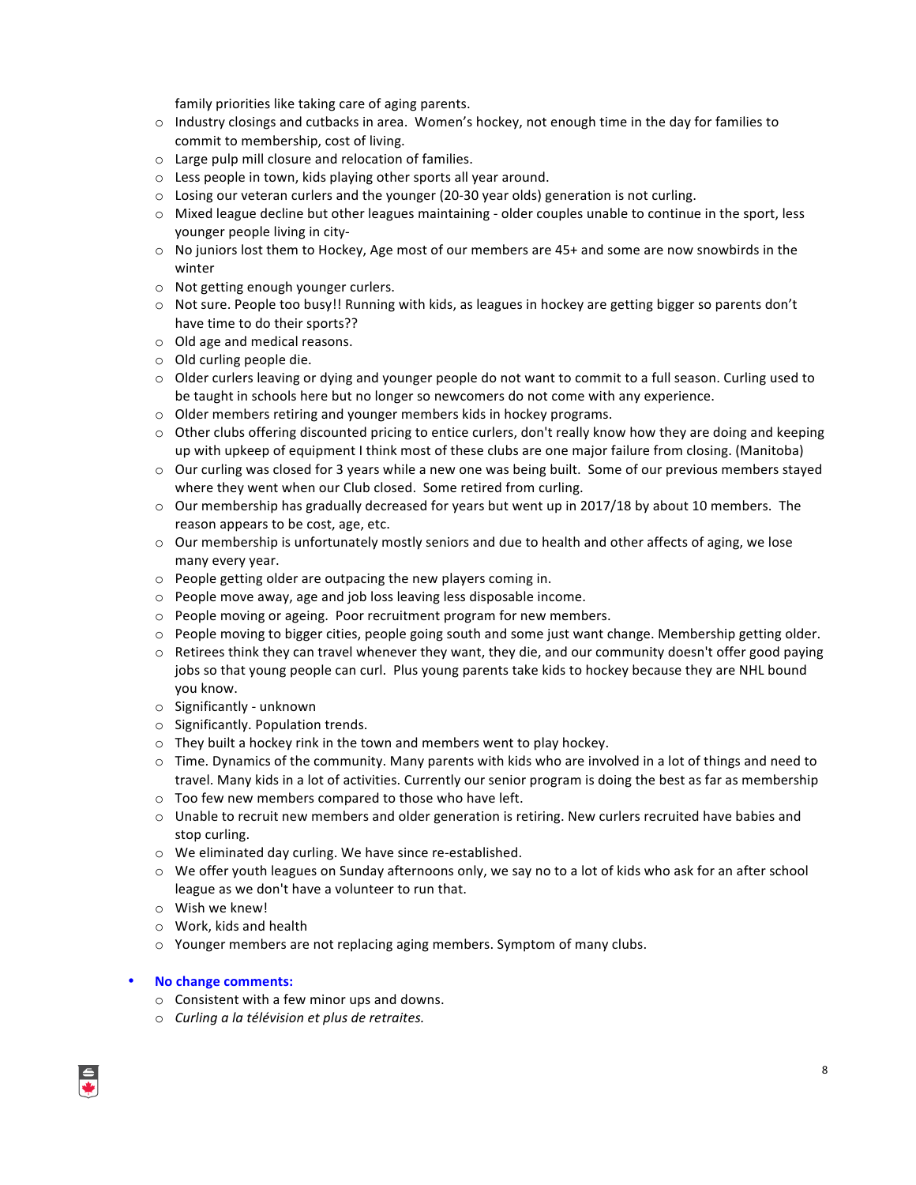family priorities like taking care of aging parents.

- Industry closings and cutbacks in area. Women's hockey, not enough time in the day for families to commit to membership, cost of living.
- Large pulp mill closure and relocation of families.
- Less people in town, kids playing other sports all year around.
- Losing our veteran curlers and the younger (20-30 year olds) generation is not curling.
- Mixed league decline but other leagues maintaining - older couples unable to continue in the sport, less younger people living in city-
- No juniors lost them to Hockey, Age most of our members are 45+ and some are now snowbirds in the winter
- Not getting enough younger curlers.
- Not sure. People too busy!! Running with kids, as leagues in hockey are getting bigger so parents don't have time to do their sports??
- Old age and medical reasons.
- Old curling people die.
- Older curlers leaving or dying and younger people do not want to commit to a full season. Curling used to be taught in schools here but no longer so newcomers do not come with any experience.
- Older members retiring and younger members kids in hockey programs.
- Other clubs offering discounted pricing to entice curlers, don't really know how they are doing and keeping up with upkeep of equipment I think most of these clubs are one major failure from closing. (Manitoba)
- Our curling was closed for 3 years while a new one was being built. Some of our previous members stayed where they went when our Club closed. Some retired from curling.
- Our membership has gradually decreased for years but went up in 2017/18 by about 10 members. The reason appears to be cost, age, etc.
- Our membership is unfortunately mostly seniors and due to health and other affects of aging, we lose many every year.
- People getting older are outpacing the new players coming in.
- People move away, age and job loss leaving less disposable income.
- People moving or ageing. Poor recruitment program for new members.
- People moving to bigger cities, people going south and some just want change. Membership getting older.
- Retirees think they can travel whenever they want, they die, and our community doesn't offer good paying jobs so that young people can curl. Plus young parents take kids to hockey because they are NHL bound you know.
- Significantly - unknown
- Significantly. Population trends.
- They built a hockey rink in the town and members went to play hockey.
- Time. Dynamics of the community. Many parents with kids who are involved in a lot of things and need to travel. Many kids in a lot of activities. Currently our senior program is doing the best as far as membership
- Too few new members compared to those who have left.
- Unable to recruit new members and older generation is retiring. New curlers recruited have babies and stop curling.
- We eliminated day curling. We have since re-established.
- We offer youth leagues on Sunday afternoons only, we say no to a lot of kids who ask for an after school league as we don't have a volunteer to run that.
- Wish we knew!
- Work, kids and health
- Younger members are not replacing aging members. Symptom of many clubs.

- **No change comments:**
  - Consistent with a few minor ups and downs.
  - *Curling a la télévision et plus de retraites.*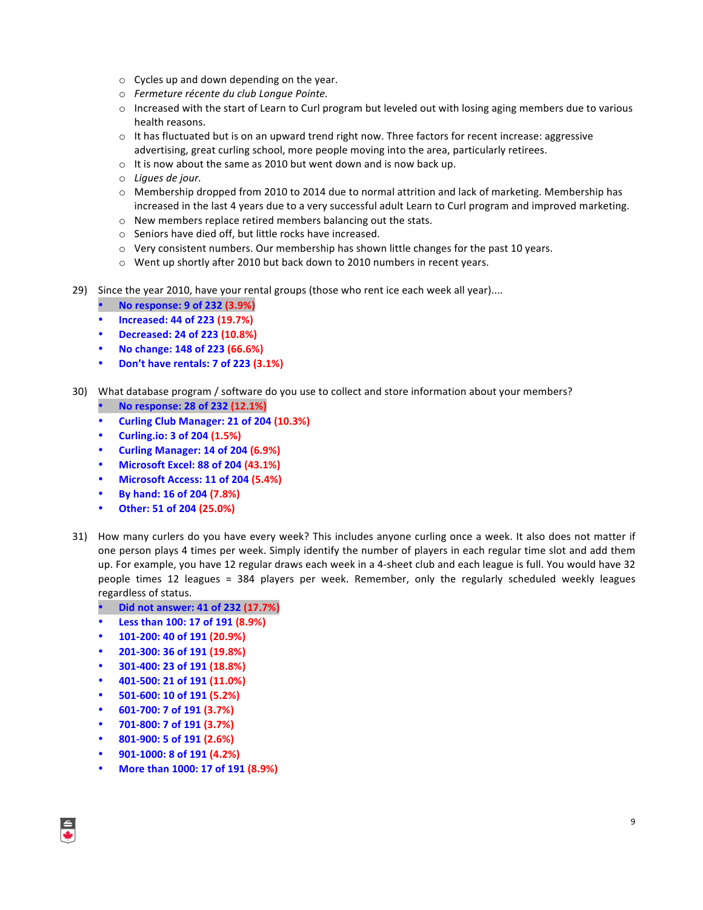- Cycles up and down depending on the year.
  - *Fermeture récente du club Longue Pointe.*
  - Increased with the start of Learn to Curl program but leveled out with losing aging members due to various health reasons.
  - It has fluctuated but is on an upward trend right now. Three factors for recent increase: aggressive advertising, great curling school, more people moving into the area, particularly retirees.
  - It is now about the same as 2010 but went down and is now back up.
  - *Ligues de jour.*
  - Membership dropped from 2010 to 2014 due to normal attrition and lack of marketing. Membership has increased in the last 4 years due to a very successful adult Learn to Curl program and improved marketing.
  - New members replace retired members balancing out the stats.
  - Seniors have died off, but little rocks have increased.
  - Very consistent numbers. Our membership has shown little changes for the past 10 years.
  - Went up shortly after 2010 but back down to 2010 numbers in recent years.

29) Since the year 2010, have your rental groups (those who rent ice each week all year)....

- **No response: 9 of 232 (3.9%)**
- **Increased: 44 of 223 (19.7%)**
- **Decreased: 24 of 223 (10.8%)**
- **No change: 148 of 223 (66.6%)**
- **Don't have rentals: 7 of 223 (3.1%)**

30) What database program / software do you use to collect and store information about your members?

- **No response: 28 of 232 (12.1%)**
- **Curling Club Manager: 21 of 204 (10.3%)**
- **Curling.io: 3 of 204 (1.5%)**
- **Curling Manager: 14 of 204 (6.9%)**
- **Microsoft Excel: 88 of 204 (43.1%)**
- **Microsoft Access: 11 of 204 (5.4%)**
- **By hand: 16 of 204 (7.8%)**
- **Other: 51 of 204 (25.0%)**

31) How many curlers do you have every week? This includes anyone curling once a week. It also does not matter if one person plays 4 times per week. Simply identify the number of players in each regular time slot and add them up. For example, you have 12 regular draws each week in a 4-sheet club and each league is full. You would have 32 people times 12 leagues = 384 players per week. Remember, only the regularly scheduled weekly leagues regardless of status.

- **Did not answer: 41 of 232 (17.7%)**
- **Less than 100: 17 of 191 (8.9%)**
- **101-200: 40 of 191 (20.9%)**
- **201-300: 36 of 191 (19.8%)**
- **301-400: 23 of 191 (18.8%)**
- **401-500: 21 of 191 (11.0%)**
- **501-600: 10 of 191 (5.2%)**
- **601-700: 7 of 191 (3.7%)**
- **701-800: 7 of 191 (3.7%)**
- **801-900: 5 of 191 (2.6%)**
- **901-1000: 8 of 191 (4.2%)**
- **More than 1000: 17 of 191 (8.9%)**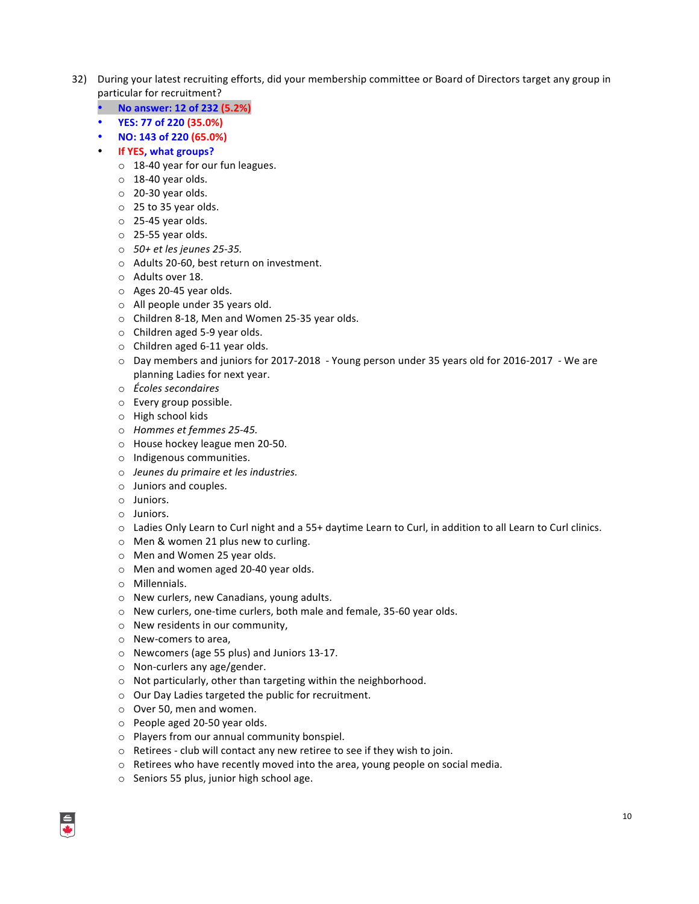32) During your latest recruiting efforts, did your membership committee or Board of Directors target any group in particular for recruitment?

- **No answer: 12 of 232 (5.2%)**
- **YES: 77 of 220 (35.0%)**
- **NO: 143 of 220 (65.0%)**
- **If YES, what groups?**
    - 18-40 year for our fun leagues.
    - 18-40 year olds.
    - 20-30 year olds.
    - 25 to 35 year olds.
    - 25-45 year olds.
    - 25-55 year olds.
    - *50+ et les jeunes 25-35.*
    - Adults 20-60, best return on investment.
    - Adults over 18.
    - Ages 20-45 year olds.
    - All people under 35 years old.
    - Children 8-18, Men and Women 25-35 year olds.
    - Children aged 5-9 year olds.
    - Children aged 6-11 year olds.
    - Day members and juniors for 2017-2018 - Young person under 35 years old for 2016-2017 - We are planning Ladies for next year.
    - *Écoles secondaires*
    - Every group possible.
    - High school kids
    - *Hommes et femmes 25-45.*
    - House hockey league men 20-50.
    - Indigenous communities.
    - *Jeunes du primaire et les industries.*
    - Juniors and couples.
    - Juniors.
    - Juniors.
    - Ladies Only Learn to Curl night and a 55+ daytime Learn to Curl, in addition to all Learn to Curl clinics.
    - Men & women 21 plus new to curling.
    - Men and Women 25 year olds.
    - Men and women aged 20-40 year olds.
    - Millennials.
    - New curlers, new Canadians, young adults.
    - New curlers, one-time curlers, both male and female, 35-60 year olds.
    - New residents in our community,
    - New-comers to area,
    - Newcomers (age 55 plus) and Juniors 13-17.
    - Non-curlers any age/gender.
    - Not particularly, other than targeting within the neighborhood.
    - Our Day Ladies targeted the public for recruitment.
    - Over 50, men and women.
    - People aged 20-50 year olds.
    - Players from our annual community bonspiel.
    - Retirees - club will contact any new retiree to see if they wish to join.
    - Retirees who have recently moved into the area, young people on social media.
    - Seniors 55 plus, junior high school age.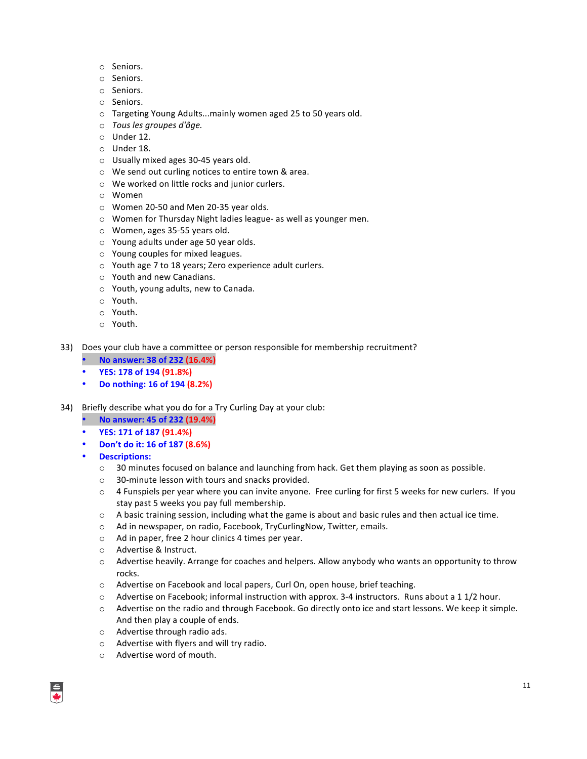- Seniors.
- Seniors.
- Seniors.
- Seniors.
- Targeting Young Adults...mainly women aged 25 to 50 years old.
- *Tous les groupes d'âge.*
- Under 12.
- Under 18.
- Usually mixed ages 30-45 years old.
- We send out curling notices to entire town & area.
- We worked on little rocks and junior curlers.
- Women
- Women 20-50 and Men 20-35 year olds.
- Women for Thursday Night ladies league- as well as younger men.
- Women, ages 35-55 years old.
- Young adults under age 50 year olds.
- Young couples for mixed leagues.
- Youth age 7 to 18 years; Zero experience adult curlers.
- Youth and new Canadians.
- Youth, young adults, new to Canada.
- Youth.
- Youth.
- Youth.

33) Does your club have a committee or person responsible for membership recruitment?

- **No answer: 38 of 232 (16.4%)**
- **YES: 178 of 194 (91.8%)**
- **Do nothing: 16 of 194 (8.2%)**

34) Briefly describe what you do for a Try Curling Day at your club:

- **No answer: 45 of 232 (19.4%)**
- **YES: 171 of 187 (91.4%)**
- **Don't do it: 16 of 187 (8.6%)**
- **Descriptions:**
  - 30 minutes focused on balance and launching from hack. Get them playing as soon as possible.
  - 30-minute lesson with tours and snacks provided.
  - 4 Funspiels per year where you can invite anyone. Free curling for first 5 weeks for new curlers. If you stay past 5 weeks you pay full membership.
  - A basic training session, including what the game is about and basic rules and then actual ice time.
  - Ad in newspaper, on radio, Facebook, TryCurlingNow, Twitter, emails.
  - Ad in paper, free 2 hour clinics 4 times per year.
  - Advertise & Instruct.
  - Advertise heavily. Arrange for coaches and helpers. Allow anybody who wants an opportunity to throw rocks.
  - Advertise on Facebook and local papers, Curl On, open house, brief teaching.
  - Advertise on Facebook; informal instruction with approx. 3-4 instructors. Runs about a 1 1/2 hour.
  - Advertise on the radio and through Facebook. Go directly onto ice and start lessons. We keep it simple. And then play a couple of ends.
  - Advertise through radio ads.
  - Advertise with flyers and will try radio.
  - Advertise word of mouth.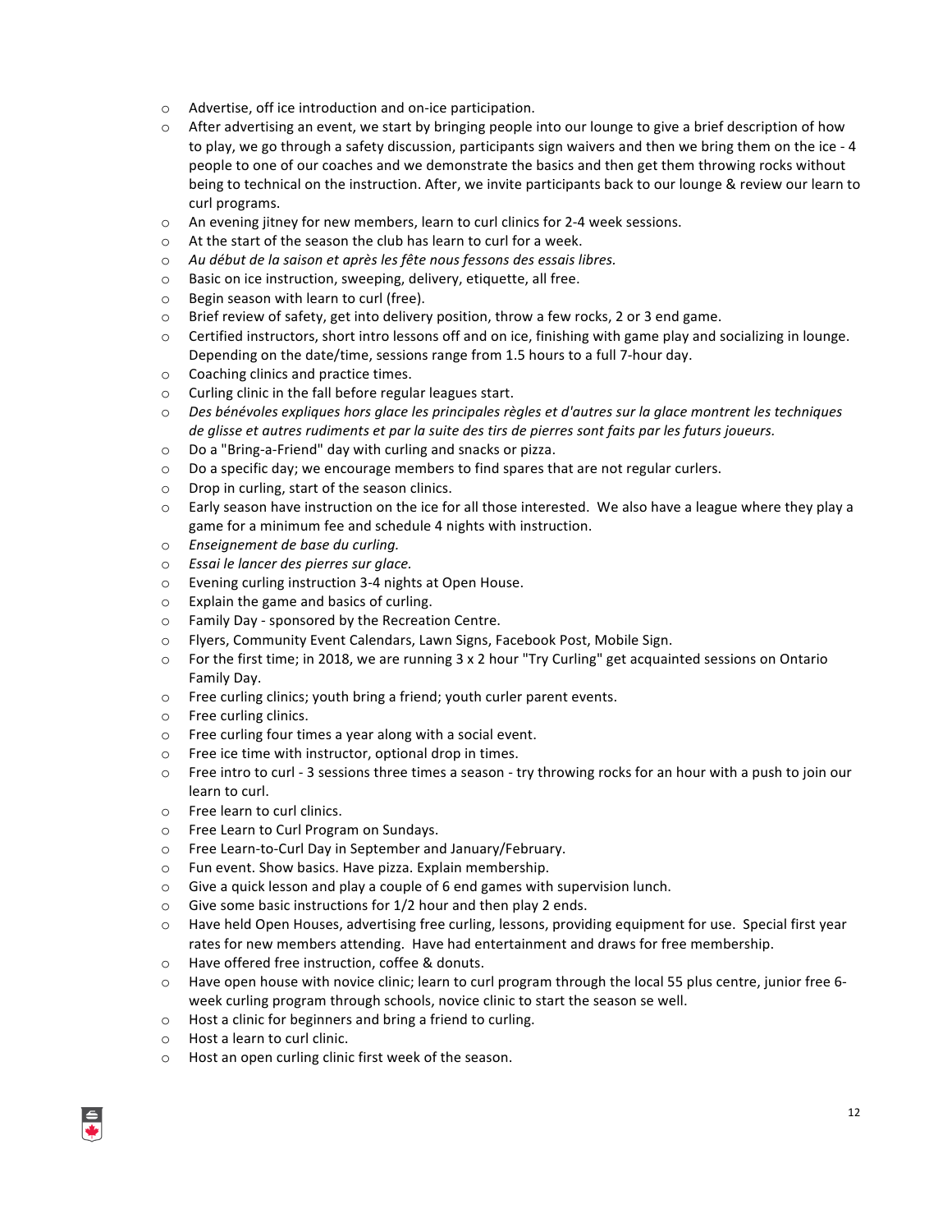- Advertise, off ice introduction and on-ice participation.
- After advertising an event, we start by bringing people into our lounge to give a brief description of how to play, we go through a safety discussion, participants sign waivers and then we bring them on the ice - 4 people to one of our coaches and we demonstrate the basics and then get them throwing rocks without being to technical on the instruction. After, we invite participants back to our lounge & review our learn to curl programs.
- An evening jitney for new members, learn to curl clinics for 2-4 week sessions.
- At the start of the season the club has learn to curl for a week.
- *Au début de la saison et après les fête nous fessons des essais libres.*
- Basic on ice instruction, sweeping, delivery, etiquette, all free.
- Begin season with learn to curl (free).
- Brief review of safety, get into delivery position, throw a few rocks, 2 or 3 end game.
- Certified instructors, short intro lessons off and on ice, finishing with game play and socializing in lounge. Depending on the date/time, sessions range from 1.5 hours to a full 7-hour day.
- Coaching clinics and practice times.
- Curling clinic in the fall before regular leagues start.
- *Des bénévoles expliques hors glace les principales règles et d'autres sur la glace montrent les techniques de glisse et autres rudiments et par la suite des tirs de pierres sont faits par les futurs joueurs.*
- Do a "Bring-a-Friend" day with curling and snacks or pizza.
- Do a specific day; we encourage members to find spares that are not regular curlers.
- Drop in curling, start of the season clinics.
- Early season have instruction on the ice for all those interested. We also have a league where they play a game for a minimum fee and schedule 4 nights with instruction.
- *Enseignement de base du curling.*
- *Essai le lancer des pierres sur glace.*
- Evening curling instruction 3-4 nights at Open House.
- Explain the game and basics of curling.
- Family Day - sponsored by the Recreation Centre.
- Flyers, Community Event Calendars, Lawn Signs, Facebook Post, Mobile Sign.
- For the first time; in 2018, we are running 3 x 2 hour "Try Curling" get acquainted sessions on Ontario Family Day.
- Free curling clinics; youth bring a friend; youth curler parent events.
- Free curling clinics.
- Free curling four times a year along with a social event.
- Free ice time with instructor, optional drop in times.
- Free intro to curl - 3 sessions three times a season - try throwing rocks for an hour with a push to join our learn to curl.
- Free learn to curl clinics.
- Free Learn to Curl Program on Sundays.
- Free Learn-to-Curl Day in September and January/February.
- Fun event. Show basics. Have pizza. Explain membership.
- Give a quick lesson and play a couple of 6 end games with supervision lunch.
- Give some basic instructions for 1/2 hour and then play 2 ends.
- Have held Open Houses, advertising free curling, lessons, providing equipment for use. Special first year rates for new members attending. Have had entertainment and draws for free membership.
- Have offered free instruction, coffee & donuts.
- Have open house with novice clinic; learn to curl program through the local 55 plus centre, junior free 6-week curling program through schools, novice clinic to start the season se well.
- Host a clinic for beginners and bring a friend to curling.
- Host a learn to curl clinic.
- Host an open curling clinic first week of the season.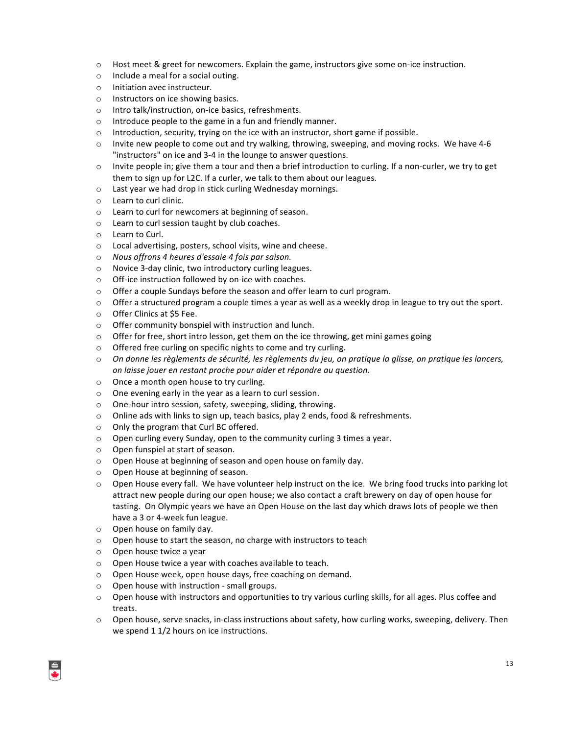- Host meet & greet for newcomers. Explain the game, instructors give some on-ice instruction.
- Include a meal for a social outing.
- Initiation avec instructeur.
- Instructors on ice showing basics.
- Intro talk/instruction, on-ice basics, refreshments.
- Introduce people to the game in a fun and friendly manner.
- Introduction, security, trying on the ice with an instructor, short game if possible.
- Invite new people to come out and try walking, throwing, sweeping, and moving rocks. We have 4-6 "instructors" on ice and 3-4 in the lounge to answer questions.
- Invite people in; give them a tour and then a brief introduction to curling. If a non-curler, we try to get them to sign up for L2C. If a curler, we talk to them about our leagues.
- Last year we had drop in stick curling Wednesday mornings.
- Learn to curl clinic.
- Learn to curl for newcomers at beginning of season.
- Learn to curl session taught by club coaches.
- Learn to Curl.
- Local advertising, posters, school visits, wine and cheese.
- *Nous offrons 4 heures d'essaie 4 fois par saison.*
- Novice 3-day clinic, two introductory curling leagues.
- Off-ice instruction followed by on-ice with coaches.
- Offer a couple Sundays before the season and offer learn to curl program.
- Offer a structured program a couple times a year as well as a weekly drop in league to try out the sport.
- Offer Clinics at $5 Fee.
- Offer community bonspiel with instruction and lunch.
- Offer for free, short intro lesson, get them on the ice throwing, get mini games going
- Offered free curling on specific nights to come and try curling.
- *On donne les règlements de sécurité, les règlements du jeu, on pratique la glisse, on pratique les lancers, on laisse jouer en restant proche pour aider et répondre au question.*
- Once a month open house to try curling.
- One evening early in the year as a learn to curl session.
- One-hour intro session, safety, sweeping, sliding, throwing.
- Online ads with links to sign up, teach basics, play 2 ends, food & refreshments.
- Only the program that Curl BC offered.
- Open curling every Sunday, open to the community curling 3 times a year.
- Open funspiel at start of season.
- Open House at beginning of season and open house on family day.
- Open House at beginning of season.
- Open House every fall. We have volunteer help instruct on the ice. We bring food trucks into parking lot attract new people during our open house; we also contact a craft brewery on day of open house for tasting. On Olympic years we have an Open House on the last day which draws lots of people we then have a 3 or 4-week fun league.
- Open house on family day.
- Open house to start the season, no charge with instructors to teach
- Open house twice a year
- Open House twice a year with coaches available to teach.
- Open House week, open house days, free coaching on demand.
- Open house with instruction - small groups.
- Open house with instructors and opportunities to try various curling skills, for all ages. Plus coffee and treats.
- Open house, serve snacks, in-class instructions about safety, how curling works, sweeping, delivery. Then we spend 1 1/2 hours on ice instructions.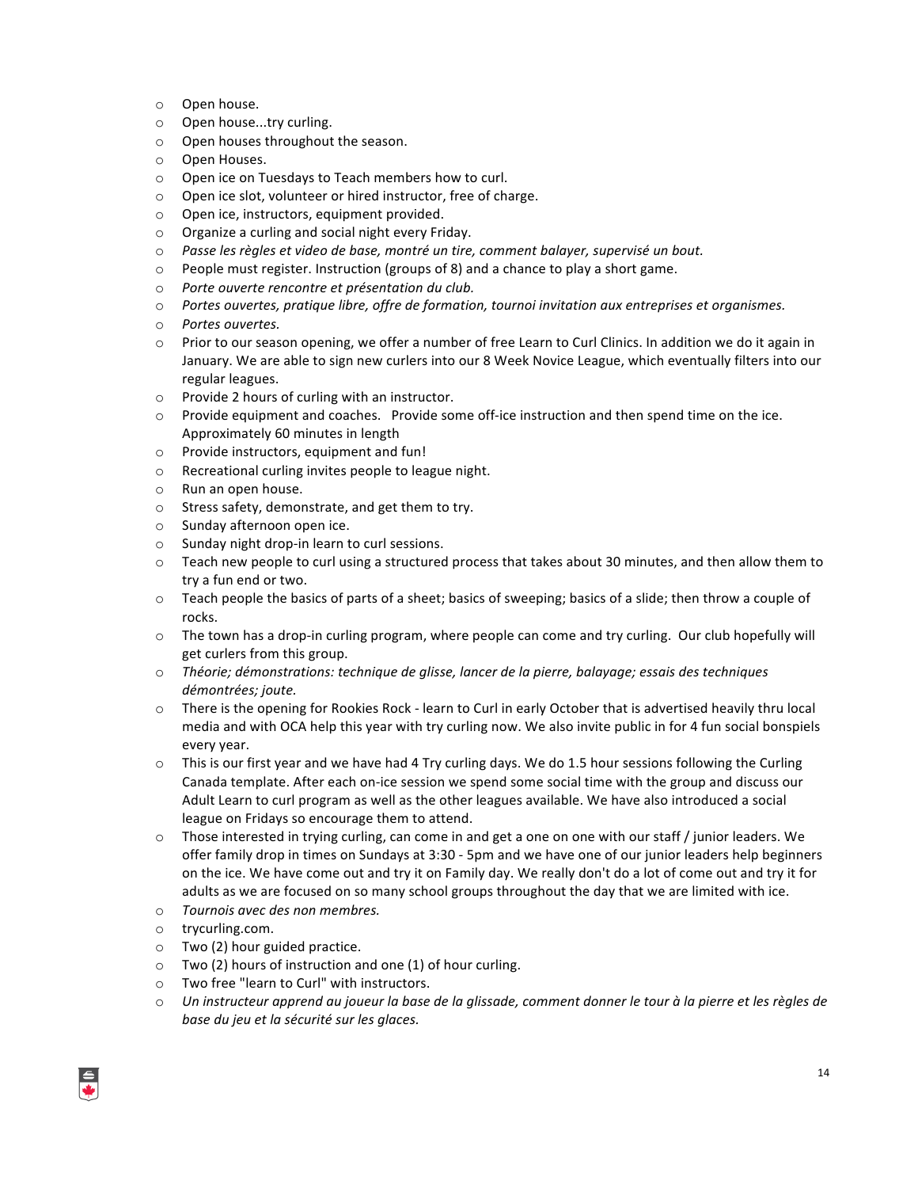- Open house.
- Open house...try curling.
- Open houses throughout the season.
- Open Houses.
- Open ice on Tuesdays to Teach members how to curl.
- Open ice slot, volunteer or hired instructor, free of charge.
- Open ice, instructors, equipment provided.
- Organize a curling and social night every Friday.
- *Passe les règles et video de base, montré un tire, comment balayer, supervisé un bout.*
- People must register. Instruction (groups of 8) and a chance to play a short game.
- *Porte ouverte rencontre et présentation du club.*
- *Portes ouvertes, pratique libre, offre de formation, tournoi invitation aux entreprises et organismes.*
- *Portes ouvertes.*
- Prior to our season opening, we offer a number of free Learn to Curl Clinics. In addition we do it again in January. We are able to sign new curlers into our 8 Week Novice League, which eventually filters into our regular leagues.
- Provide 2 hours of curling with an instructor.
- Provide equipment and coaches. Provide some off-ice instruction and then spend time on the ice. Approximately 60 minutes in length
- Provide instructors, equipment and fun!
- Recreational curling invites people to league night.
- Run an open house.
- Stress safety, demonstrate, and get them to try.
- Sunday afternoon open ice.
- Sunday night drop-in learn to curl sessions.
- Teach new people to curl using a structured process that takes about 30 minutes, and then allow them to try a fun end or two.
- Teach people the basics of parts of a sheet; basics of sweeping; basics of a slide; then throw a couple of rocks.
- The town has a drop-in curling program, where people can come and try curling. Our club hopefully will get curlers from this group.
- *Théorie; démonstrations: technique de glisse, lancer de la pierre, balayage; essais des techniques démontrées; joute.*
- There is the opening for Rookies Rock - learn to Curl in early October that is advertised heavily thru local media and with OCA help this year with try curling now. We also invite public in for 4 fun social bonspiels every year.
- This is our first year and we have had 4 Try curling days. We do 1.5 hour sessions following the Curling Canada template. After each on-ice session we spend some social time with the group and discuss our Adult Learn to curl program as well as the other leagues available. We have also introduced a social league on Fridays so encourage them to attend.
- Those interested in trying curling, can come in and get a one on one with our staff / junior leaders. We offer family drop in times on Sundays at 3:30 - 5pm and we have one of our junior leaders help beginners on the ice. We have come out and try it on Family day. We really don't do a lot of come out and try it for adults as we are focused on so many school groups throughout the day that we are limited with ice.
- *Tournois avec des non membres.*
- trycurling.com.
- Two (2) hour guided practice.
- Two (2) hours of instruction and one (1) of hour curling.
- Two free "learn to Curl" with instructors.
- *Un instructeur apprend au joueur la base de la glissade, comment donner le tour à la pierre et les règles de base du jeu et la sécurité sur les glaces.*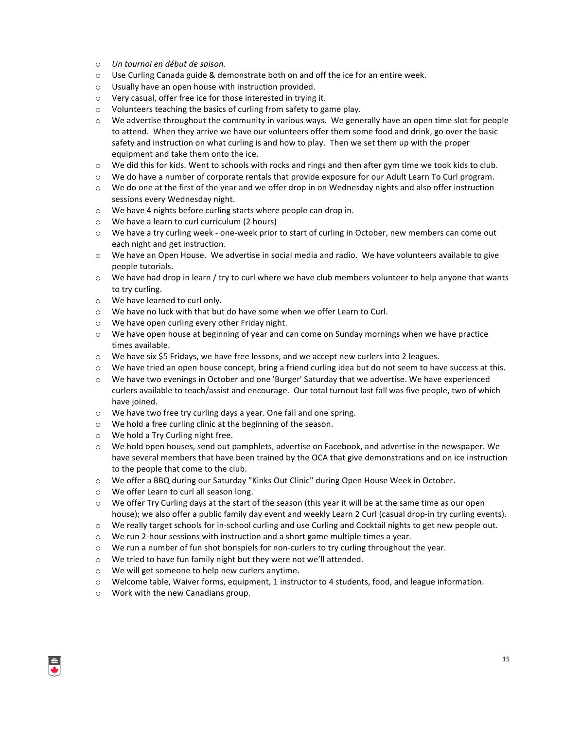- *Un tournoi en début de saison.*
- Use Curling Canada guide & demonstrate both on and off the ice for an entire week.
- Usually have an open house with instruction provided.
- Very casual, offer free ice for those interested in trying it.
- Volunteers teaching the basics of curling from safety to game play.
- We advertise throughout the community in various ways. We generally have an open time slot for people to attend. When they arrive we have our volunteers offer them some food and drink, go over the basic safety and instruction on what curling is and how to play. Then we set them up with the proper equipment and take them onto the ice.
- We did this for kids. Went to schools with rocks and rings and then after gym time we took kids to club.
- We do have a number of corporate rentals that provide exposure for our Adult Learn To Curl program.
- We do one at the first of the year and we offer drop in on Wednesday nights and also offer instruction sessions every Wednesday night.
- We have 4 nights before curling starts where people can drop in.
- We have a learn to curl curriculum (2 hours)
- We have a try curling week - one-week prior to start of curling in October, new members can come out each night and get instruction.
- We have an Open House. We advertise in social media and radio. We have volunteers available to give people tutorials.
- We have had drop in learn / try to curl where we have club members volunteer to help anyone that wants to try curling.
- We have learned to curl only.
- We have no luck with that but do have some when we offer Learn to Curl.
- We have open curling every other Friday night.
- We have open house at beginning of year and can come on Sunday mornings when we have practice times available.
- We have six $5 Fridays, we have free lessons, and we accept new curlers into 2 leagues.
- We have tried an open house concept, bring a friend curling idea but do not seem to have success at this.
- We have two evenings in October and one 'Burger' Saturday that we advertise. We have experienced curlers available to teach/assist and encourage. Our total turnout last fall was five people, two of which have joined.
- We have two free try curling days a year. One fall and one spring.
- We hold a free curling clinic at the beginning of the season.
- We hold a Try Curling night free.
- We hold open houses, send out pamphlets, advertise on Facebook, and advertise in the newspaper. We have several members that have been trained by the OCA that give demonstrations and on ice instruction to the people that come to the club.
- We offer a BBQ during our Saturday "Kinks Out Clinic" during Open House Week in October.
- We offer Learn to curl all season long.
- We offer Try Curling days at the start of the season (this year it will be at the same time as our open house); we also offer a public family day event and weekly Learn 2 Curl (casual drop-in try curling events).
- We really target schools for in-school curling and use Curling and Cocktail nights to get new people out.
- We run 2-hour sessions with instruction and a short game multiple times a year.
- We run a number of fun shot bonspiels for non-curlers to try curling throughout the year.
- We tried to have fun family night but they were not we'll attended.
- We will get someone to help new curlers anytime.
- Welcome table, Waiver forms, equipment, 1 instructor to 4 students, food, and league information.
- Work with the new Canadians group.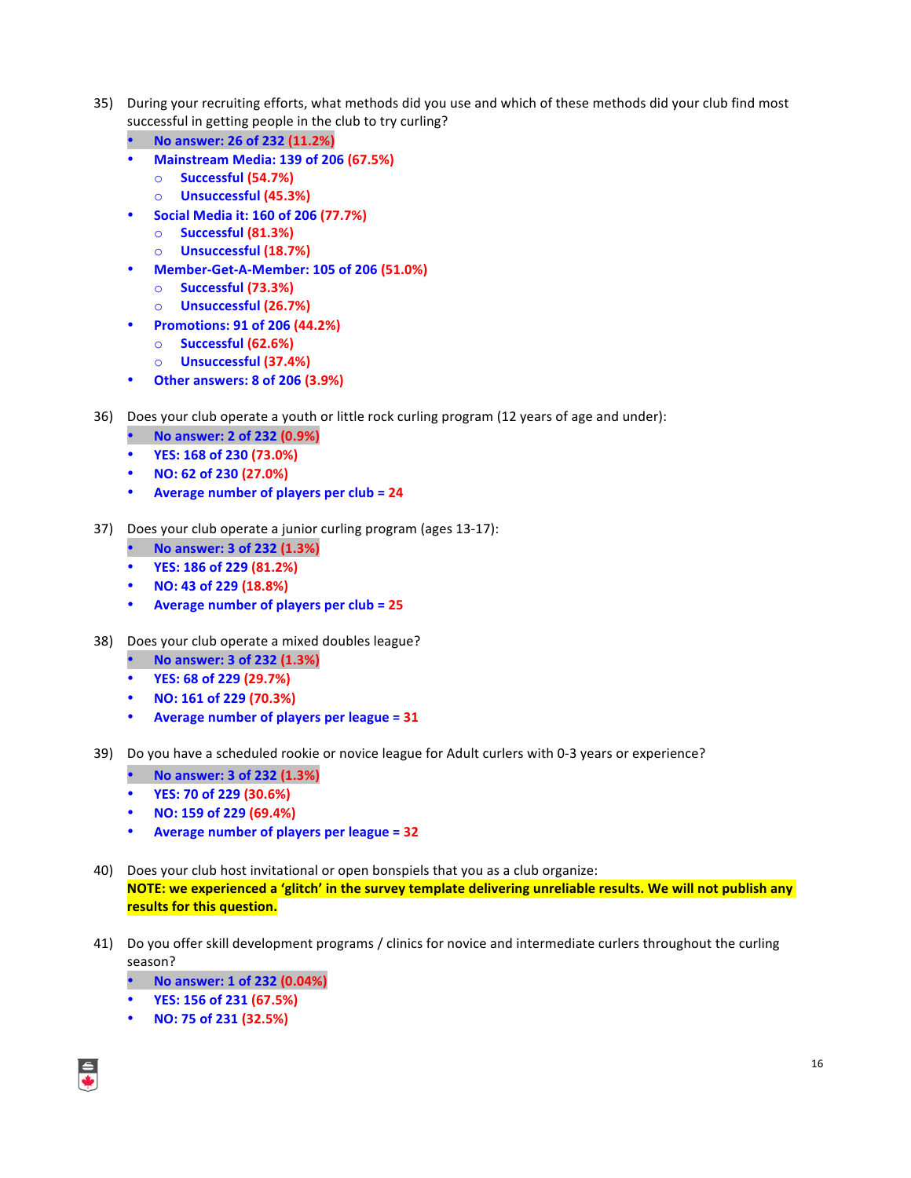35) During your recruiting efforts, what methods did you use and which of these methods did your club find most successful in getting people in the club to try curling?

- **No answer: 26 of 232 (11.2%)**
- **Mainstream Media: 139 of 206 (67.5%)**
  - **Successful (54.7%)**
  - **Unsuccessful (45.3%)**
- **Social Media it: 160 of 206 (77.7%)**
  - **Successful (81.3%)**
  - **Unsuccessful (18.7%)**
- **Member-Get-A-Member: 105 of 206 (51.0%)**
  - **Successful (73.3%)**
  - **Unsuccessful (26.7%)**
- **Promotions: 91 of 206 (44.2%)**
  - **Successful (62.6%)**
  - **Unsuccessful (37.4%)**
- **Other answers: 8 of 206 (3.9%)**

36) Does your club operate a youth or little rock curling program (12 years of age and under):

- **No answer: 2 of 232 (0.9%)**
- **YES: 168 of 230 (73.0%)**
- **NO: 62 of 230 (27.0%)**
- **Average number of players per club = 24**

37) Does your club operate a junior curling program (ages 13-17):

- **No answer: 3 of 232 (1.3%)**
- **YES: 186 of 229 (81.2%)**
- **NO: 43 of 229 (18.8%)**
- **Average number of players per club = 25**

38) Does your club operate a mixed doubles league?

- **No answer: 3 of 232 (1.3%)**
- **YES: 68 of 229 (29.7%)**
- **NO: 161 of 229 (70.3%)**
- **Average number of players per league = 31**

39) Do you have a scheduled rookie or novice league for Adult curlers with 0-3 years or experience?

- **No answer: 3 of 232 (1.3%)**
- **YES: 70 of 229 (30.6%)**
- **NO: 159 of 229 (69.4%)**
- **Average number of players per league = 32**

40) Does your club host invitational or open bonspiels that you as a club organize:
**NOTE: we experienced a 'glitch' in the survey template delivering unreliable results. We will not publish any results for this question.**

41) Do you offer skill development programs / clinics for novice and intermediate curlers throughout the curling season?

- **No answer: 1 of 232 (0.04%)**
- **YES: 156 of 231 (67.5%)**
- **NO: 75 of 231 (32.5%)**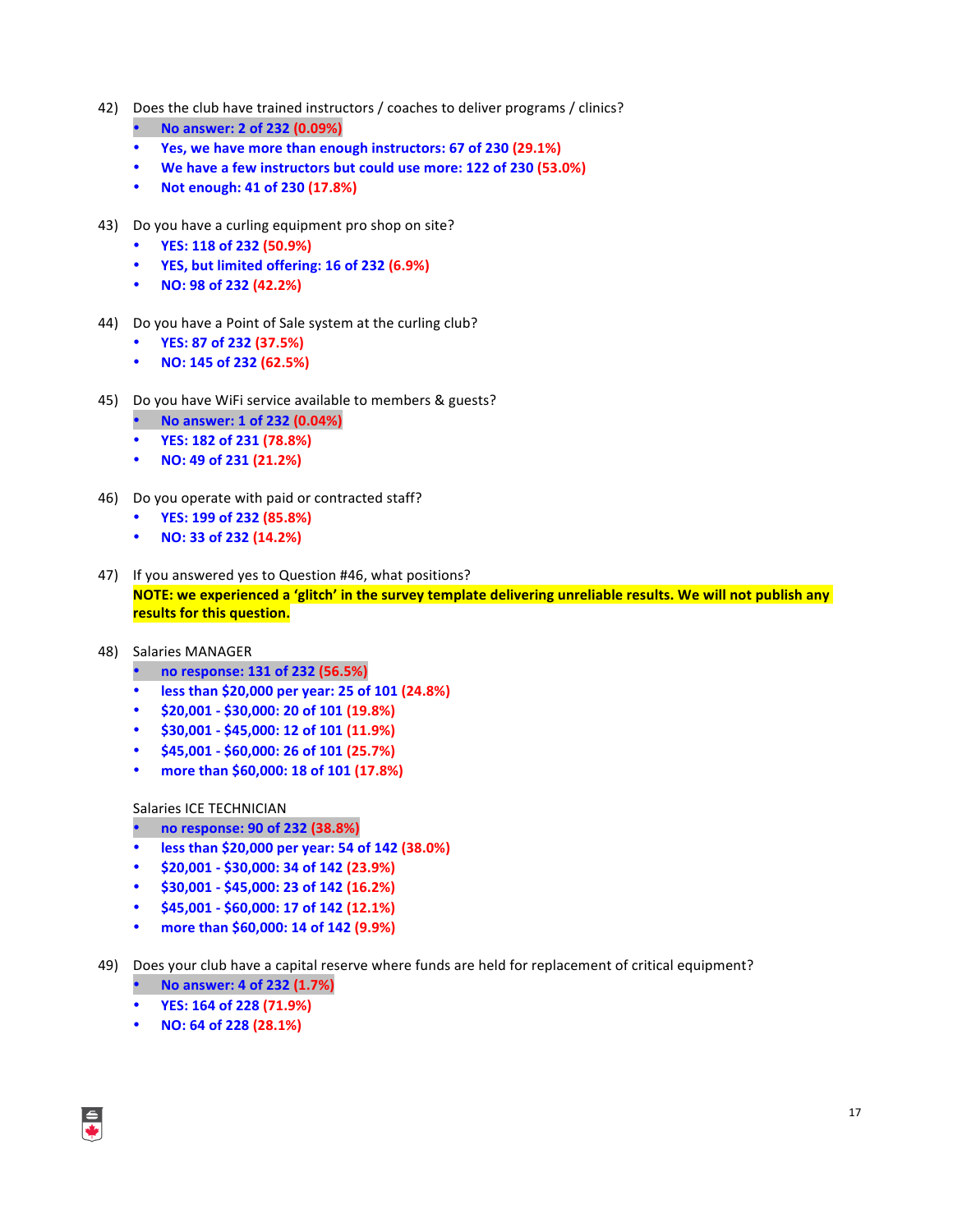42) Does the club have trained instructors / coaches to deliver programs / clinics?

- **No answer: 2 of 232 (0.09%)**
- **Yes, we have more than enough instructors: 67 of 230 (29.1%)**
- **We have a few instructors but could use more: 122 of 230 (53.0%)**
- **Not enough: 41 of 230 (17.8%)**

43) Do you have a curling equipment pro shop on site?

- **YES: 118 of 232 (50.9%)**
- **YES, but limited offering: 16 of 232 (6.9%)**
- **NO: 98 of 232 (42.2%)**

44) Do you have a Point of Sale system at the curling club?

- **YES: 87 of 232 (37.5%)**
- **NO: 145 of 232 (62.5%)**

45) Do you have WiFi service available to members & guests?

- **No answer: 1 of 232 (0.04%)**
- **YES: 182 of 231 (78.8%)**
- **NO: 49 of 231 (21.2%)**

46) Do you operate with paid or contracted staff?

- **YES: 199 of 232 (85.8%)**
- **NO: 33 of 232 (14.2%)**

47) If you answered yes to Question #46, what positions?

**NOTE: we experienced a 'glitch' in the survey template delivering unreliable results. We will not publish any results for this question.**

48) Salaries MANAGER

- **no response: 131 of 232 (56.5%)**
- **less than $20,000 per year: 25 of 101 (24.8%)**
- **$20,001 - $30,000: 20 of 101 (19.8%)**
- **$30,001 - $45,000: 12 of 101 (11.9%)**
- **$45,001 - $60,000: 26 of 101 (25.7%)**
- **more than $60,000: 18 of 101 (17.8%)**

Salaries ICE TECHNICIAN

- **no response: 90 of 232 (38.8%)**
- **less than $20,000 per year: 54 of 142 (38.0%)**
- **$20,001 - $30,000: 34 of 142 (23.9%)**
- **$30,001 - $45,000: 23 of 142 (16.2%)**
- **$45,001 - $60,000: 17 of 142 (12.1%)**
- **more than $60,000: 14 of 142 (9.9%)**

49) Does your club have a capital reserve where funds are held for replacement of critical equipment?

- **No answer: 4 of 232 (1.7%)**
- **YES: 164 of 228 (71.9%)**
- **NO: 64 of 228 (28.1%)**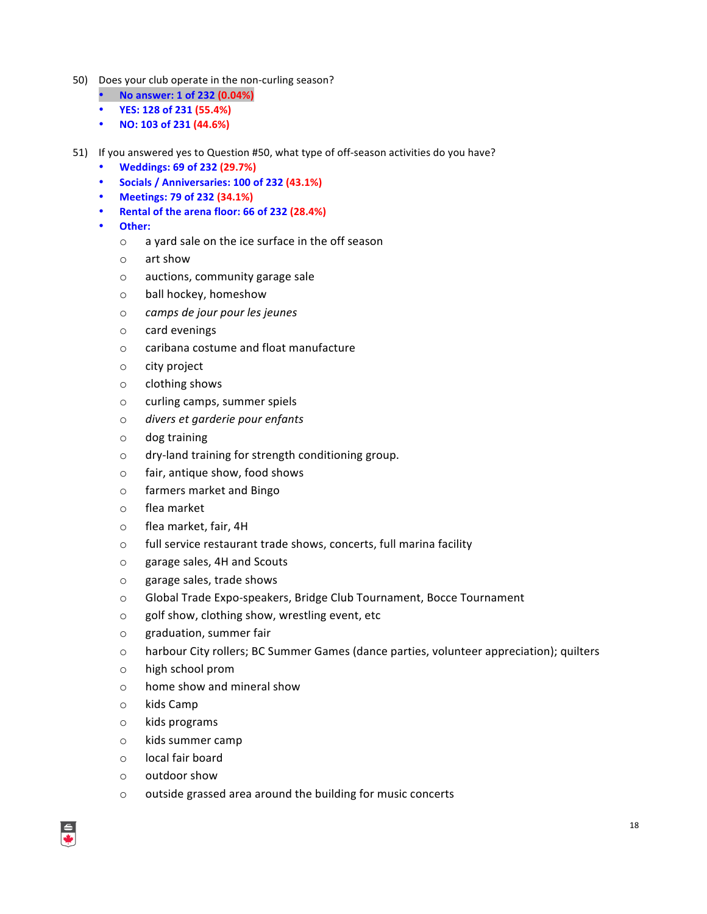50) Does your club operate in the non-curling season?

- **No answer: 1 of 232 (0.04%)**
- **YES: 128 of 231 (55.4%)**
- **NO: 103 of 231 (44.6%)**

51) If you answered yes to Question #50, what type of off-season activities do you have?

- **Weddings: 69 of 232 (29.7%)**
- **Socials / Anniversaries: 100 of 232 (43.1%)**
- **Meetings: 79 of 232 (34.1%)**
- **Rental of the arena floor: 66 of 232 (28.4%)**
- **Other:**
    - a yard sale on the ice surface in the off season
    - art show
    - auctions, community garage sale
    - ball hockey, homeshow
    - *camps de jour pour les jeunes*
    - card evenings
    - caribana costume and float manufacture
    - city project
    - clothing shows
    - curling camps, summer spiels
    - *divers et garderie pour enfants*
    - dog training
    - dry-land training for strength conditioning group.
    - fair, antique show, food shows
    - farmers market and Bingo
    - flea market
    - flea market, fair, 4H
    - full service restaurant trade shows, concerts, full marina facility
    - garage sales, 4H and Scouts
    - garage sales, trade shows
    - Global Trade Expo-speakers, Bridge Club Tournament, Bocce Tournament
    - golf show, clothing show, wrestling event, etc
    - graduation, summer fair
    - harbour City rollers; BC Summer Games (dance parties, volunteer appreciation); quilters
    - high school prom
    - home show and mineral show
    - kids Camp
    - kids programs
    - kids summer camp
    - local fair board
    - outdoor show
    - outside grassed area around the building for music concerts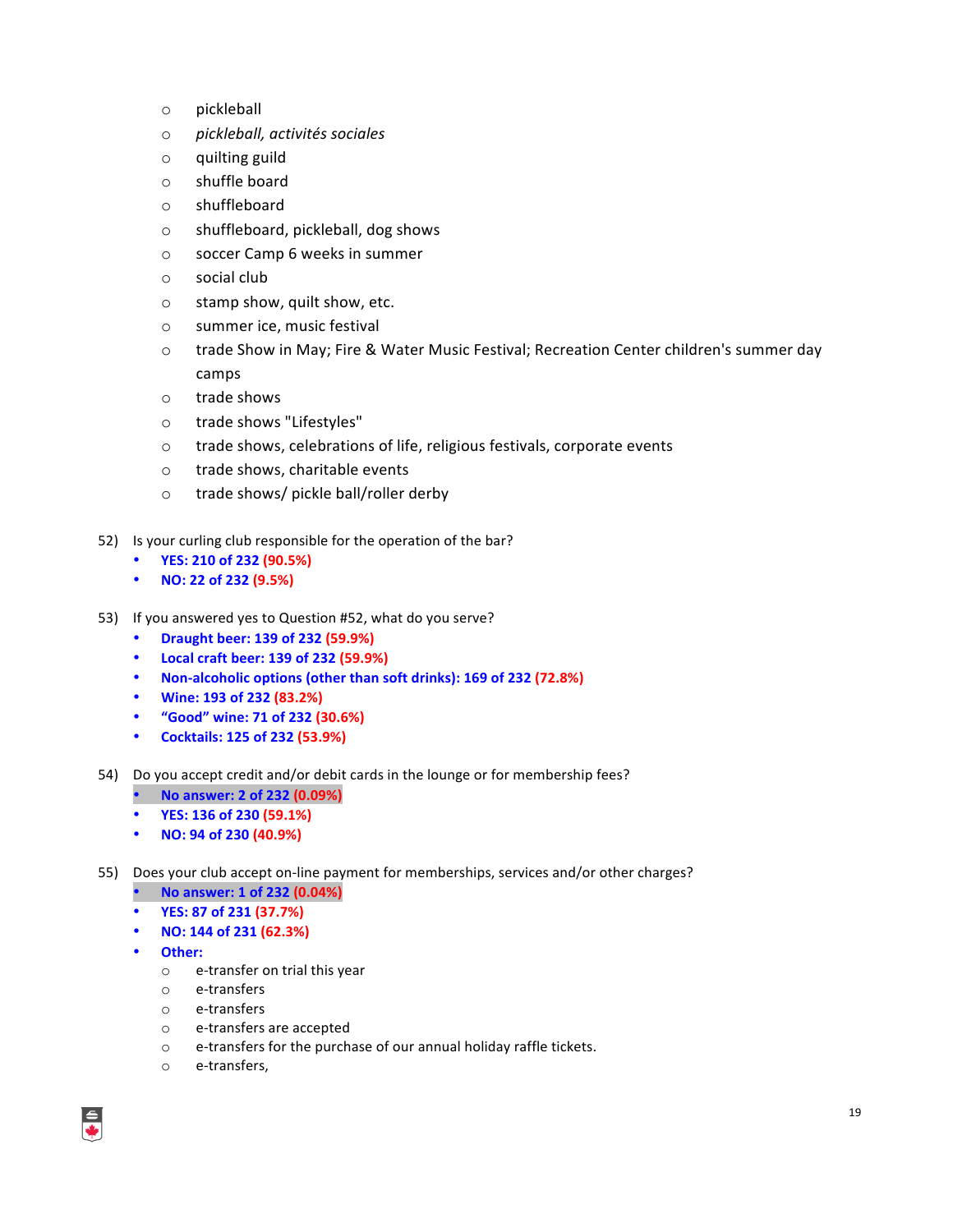- pickleball
- *pickleball, activités sociales*
- quilting guild
- shuffle board
- shuffleboard
- shuffleboard, pickleball, dog shows
- soccer Camp 6 weeks in summer
- social club
- stamp show, quilt show, etc.
- summer ice, music festival
- trade Show in May; Fire & Water Music Festival; Recreation Center children's summer day camps
- trade shows
- trade shows "Lifestyles"
- trade shows, celebrations of life, religious festivals, corporate events
- trade shows, charitable events
- trade shows/ pickle ball/roller derby

52) Is your curling club responsible for the operation of the bar?

- **YES: 210 of 232 (90.5%)**
- **NO: 22 of 232 (9.5%)**

53) If you answered yes to Question #52, what do you serve?

- **Draught beer: 139 of 232 (59.9%)**
- **Local craft beer: 139 of 232 (59.9%)**
- **Non-alcoholic options (other than soft drinks): 169 of 232 (72.8%)**
- **Wine: 193 of 232 (83.2%)**
- **"Good" wine: 71 of 232 (30.6%)**
- **Cocktails: 125 of 232 (53.9%)**

54) Do you accept credit and/or debit cards in the lounge or for membership fees?

- **No answer: 2 of 232 (0.09%)**
- **YES: 136 of 230 (59.1%)**
- **NO: 94 of 230 (40.9%)**

55) Does your club accept on-line payment for memberships, services and/or other charges?

- **No answer: 1 of 232 (0.04%)**
- **YES: 87 of 231 (37.7%)**
- **NO: 144 of 231 (62.3%)**
- **Other:**
  - e-transfer on trial this year
  - e-transfers
  - e-transfers
  - e-transfers are accepted
  - e-transfers for the purchase of our annual holiday raffle tickets.
  - e-transfers,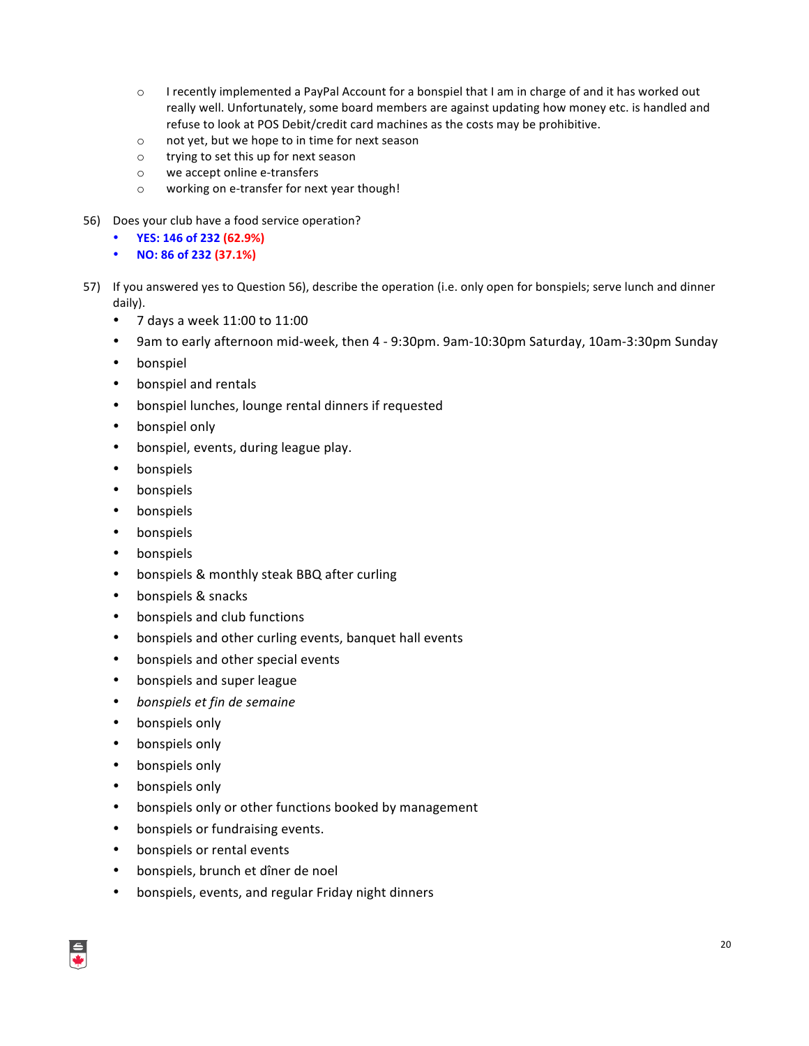- I recently implemented a PayPal Account for a bonspiel that I am in charge of and it has worked out really well. Unfortunately, some board members are against updating how money etc. is handled and refuse to look at POS Debit/credit card machines as the costs may be prohibitive.
- not yet, but we hope to in time for next season
- trying to set this up for next season
- we accept online e-transfers
- working on e-transfer for next year though!

56) Does your club have a food service operation?
- **YES: 146 of 232 (62.9%)**
- **NO: 86 of 232 (37.1%)**

57) If you answered yes to Question 56), describe the operation (i.e. only open for bonspiels; serve lunch and dinner daily).
- 7 days a week 11:00 to 11:00
- 9am to early afternoon mid-week, then 4 - 9:30pm. 9am-10:30pm Saturday, 10am-3:30pm Sunday
- bonspiel
- bonspiel and rentals
- bonspiel lunches, lounge rental dinners if requested
- bonspiel only
- bonspiel, events, during league play.
- bonspiels
- bonspiels
- bonspiels
- bonspiels
- bonspiels
- bonspiels & monthly steak BBQ after curling
- bonspiels & snacks
- bonspiels and club functions
- bonspiels and other curling events, banquet hall events
- bonspiels and other special events
- bonspiels and super league
- *bonspiels et fin de semaine*
- bonspiels only
- bonspiels only
- bonspiels only
- bonspiels only
- bonspiels only or other functions booked by management
- bonspiels or fundraising events.
- bonspiels or rental events
- bonspiels, brunch et dîner de noel
- bonspiels, events, and regular Friday night dinners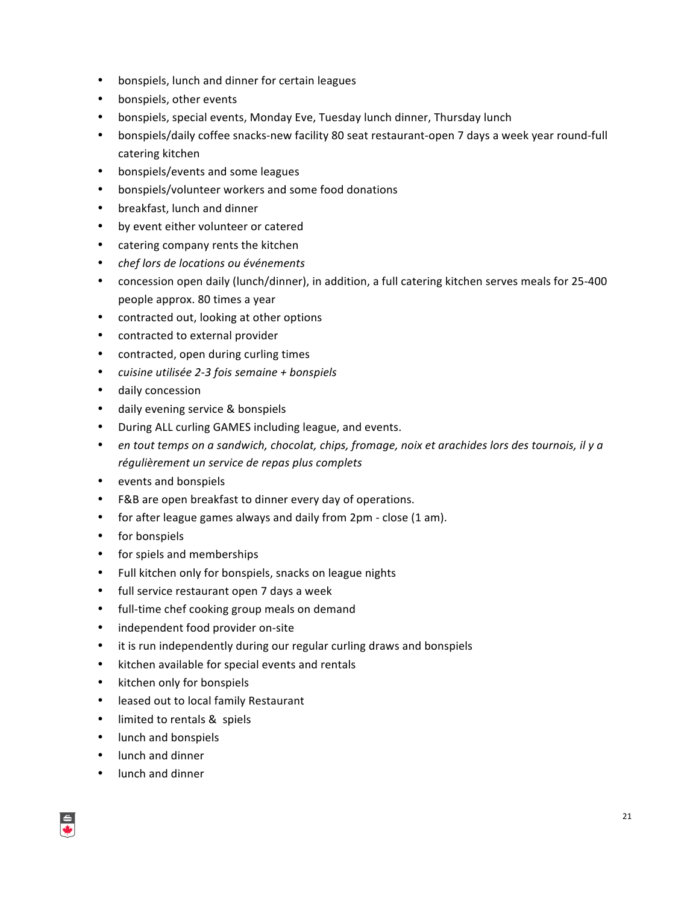- bonspiels, lunch and dinner for certain leagues
- bonspiels, other events
- bonspiels, special events, Monday Eve, Tuesday lunch dinner, Thursday lunch
- bonspiels/daily coffee snacks-new facility 80 seat restaurant-open 7 days a week year round-full catering kitchen
- bonspiels/events and some leagues
- bonspiels/volunteer workers and some food donations
- breakfast, lunch and dinner
- by event either volunteer or catered
- catering company rents the kitchen
- *chef lors de locations ou événements*
- concession open daily (lunch/dinner), in addition, a full catering kitchen serves meals for 25-400 people approx. 80 times a year
- contracted out, looking at other options
- contracted to external provider
- contracted, open during curling times
- *cuisine utilisée 2-3 fois semaine + bonspiels*
- daily concession
- daily evening service & bonspiels
- During ALL curling GAMES including league, and events.
- *en tout temps on a sandwich, chocolat, chips, fromage, noix et arachides lors des tournois, il y a régulièrement un service de repas plus complets*
- events and bonspiels
- F&B are open breakfast to dinner every day of operations.
- for after league games always and daily from 2pm - close (1 am).
- for bonspiels
- for spiels and memberships
- Full kitchen only for bonspiels, snacks on league nights
- full service restaurant open 7 days a week
- full-time chef cooking group meals on demand
- independent food provider on-site
- it is run independently during our regular curling draws and bonspiels
- kitchen available for special events and rentals
- kitchen only for bonspiels
- leased out to local family Restaurant
- limited to rentals & spiels
- lunch and bonspiels
- lunch and dinner
- lunch and dinner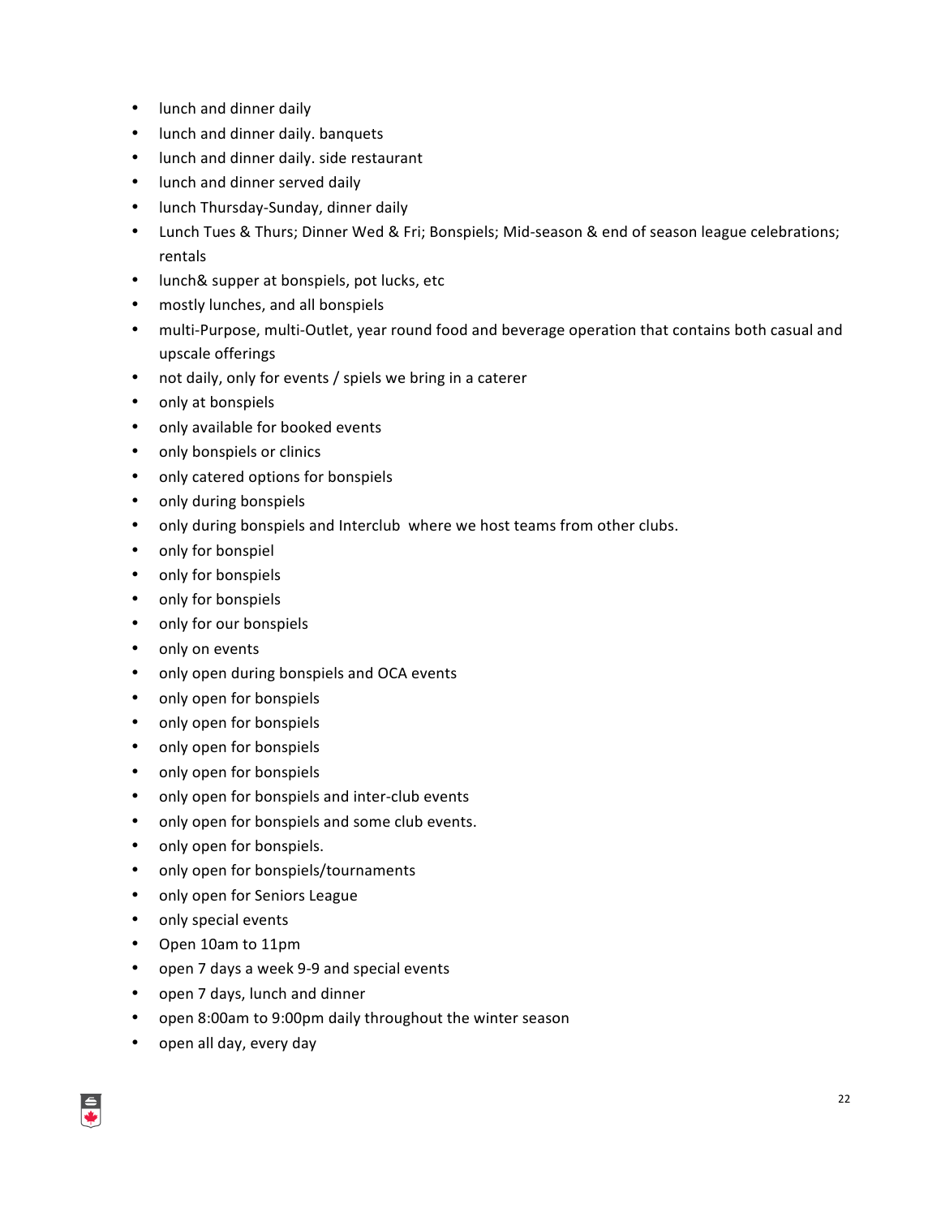- lunch and dinner daily
- lunch and dinner daily. banquets
- lunch and dinner daily. side restaurant
- lunch and dinner served daily
- lunch Thursday-Sunday, dinner daily
- Lunch Tues & Thurs; Dinner Wed & Fri; Bonspiels; Mid-season & end of season league celebrations; rentals
- lunch& supper at bonspiels, pot lucks, etc
- mostly lunches, and all bonspiels
- multi-Purpose, multi-Outlet, year round food and beverage operation that contains both casual and upscale offerings
- not daily, only for events / spiels we bring in a caterer
- only at bonspiels
- only available for booked events
- only bonspiels or clinics
- only catered options for bonspiels
- only during bonspiels
- only during bonspiels and Interclub where we host teams from other clubs.
- only for bonspiel
- only for bonspiels
- only for bonspiels
- only for our bonspiels
- only on events
- only open during bonspiels and OCA events
- only open for bonspiels
- only open for bonspiels
- only open for bonspiels
- only open for bonspiels
- only open for bonspiels and inter-club events
- only open for bonspiels and some club events.
- only open for bonspiels.
- only open for bonspiels/tournaments
- only open for Seniors League
- only special events
- Open 10am to 11pm
- open 7 days a week 9-9 and special events
- open 7 days, lunch and dinner
- open 8:00am to 9:00pm daily throughout the winter season
- open all day, every day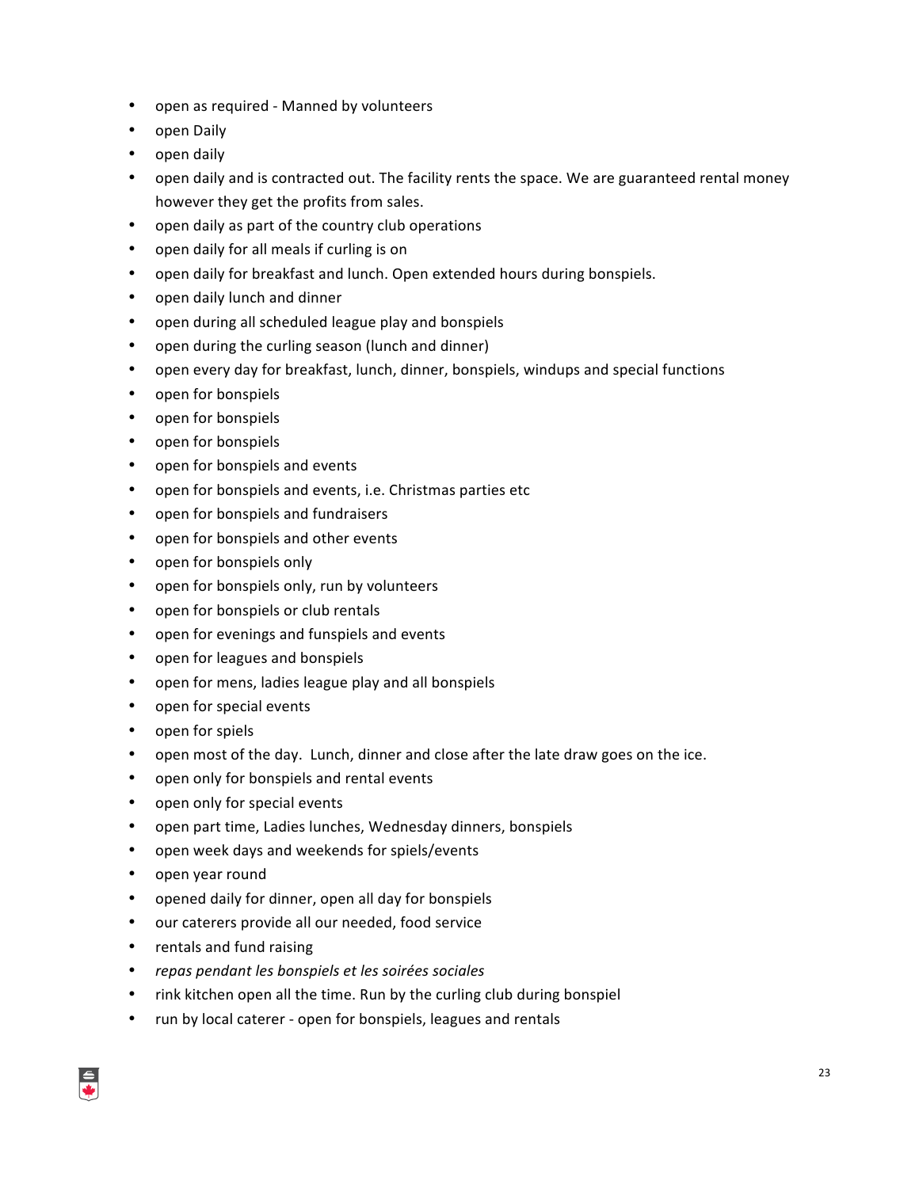- open as required - Manned by volunteers
- open Daily
- open daily
- open daily and is contracted out. The facility rents the space. We are guaranteed rental money however they get the profits from sales.
- open daily as part of the country club operations
- open daily for all meals if curling is on
- open daily for breakfast and lunch. Open extended hours during bonspiels.
- open daily lunch and dinner
- open during all scheduled league play and bonspiels
- open during the curling season (lunch and dinner)
- open every day for breakfast, lunch, dinner, bonspiels, windups and special functions
- open for bonspiels
- open for bonspiels
- open for bonspiels
- open for bonspiels and events
- open for bonspiels and events, i.e. Christmas parties etc
- open for bonspiels and fundraisers
- open for bonspiels and other events
- open for bonspiels only
- open for bonspiels only, run by volunteers
- open for bonspiels or club rentals
- open for evenings and funspiels and events
- open for leagues and bonspiels
- open for mens, ladies league play and all bonspiels
- open for special events
- open for spiels
- open most of the day. Lunch, dinner and close after the late draw goes on the ice.
- open only for bonspiels and rental events
- open only for special events
- open part time, Ladies lunches, Wednesday dinners, bonspiels
- open week days and weekends for spiels/events
- open year round
- opened daily for dinner, open all day for bonspiels
- our caterers provide all our needed, food service
- rentals and fund raising
- *repas pendant les bonspiels et les soirées sociales*
- rink kitchen open all the time. Run by the curling club during bonspiel
- run by local caterer - open for bonspiels, leagues and rentals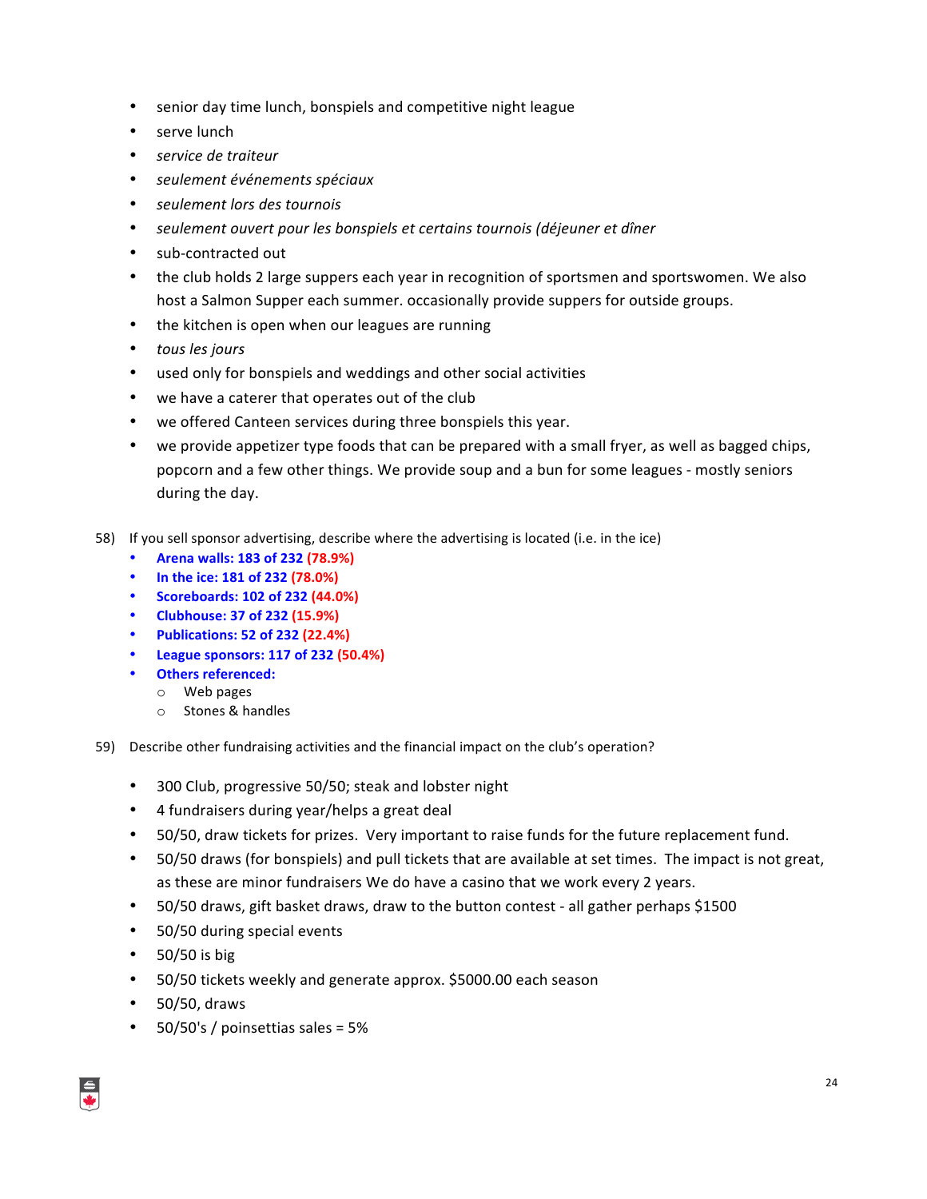- senior day time lunch, bonspiels and competitive night league
- serve lunch
- *service de traiteur*
- *seulement événements spéciaux*
- *seulement lors des tournois*
- *seulement ouvert pour les bonspiels et certains tournois (déjeuner et dîner*
- sub-contracted out
- the club holds 2 large suppers each year in recognition of sportsmen and sportswomen. We also host a Salmon Supper each summer. occasionally provide suppers for outside groups.
- the kitchen is open when our leagues are running
- *tous les jours*
- used only for bonspiels and weddings and other social activities
- we have a caterer that operates out of the club
- we offered Canteen services during three bonspiels this year.
- we provide appetizer type foods that can be prepared with a small fryer, as well as bagged chips, popcorn and a few other things. We provide soup and a bun for some leagues - mostly seniors during the day.

58) If you sell sponsor advertising, describe where the advertising is located (i.e. in the ice)

- **Arena walls: 183 of 232 (78.9%)**
- **In the ice: 181 of 232 (78.0%)**
- **Scoreboards: 102 of 232 (44.0%)**
- **Clubhouse: 37 of 232 (15.9%)**
- **Publications: 52 of 232 (22.4%)**
- **League sponsors: 117 of 232 (50.4%)**
- **Others referenced:**
  - Web pages
  - Stones & handles

59) Describe other fundraising activities and the financial impact on the club's operation?

- 300 Club, progressive 50/50; steak and lobster night
- 4 fundraisers during year/helps a great deal
- 50/50, draw tickets for prizes. Very important to raise funds for the future replacement fund.
- 50/50 draws (for bonspiels) and pull tickets that are available at set times. The impact is not great, as these are minor fundraisers We do have a casino that we work every 2 years.
- 50/50 draws, gift basket draws, draw to the button contest - all gather perhaps $1500
- 50/50 during special events
- 50/50 is big
- 50/50 tickets weekly and generate approx. $5000.00 each season
- 50/50, draws
- 50/50's / poinsettias sales = 5%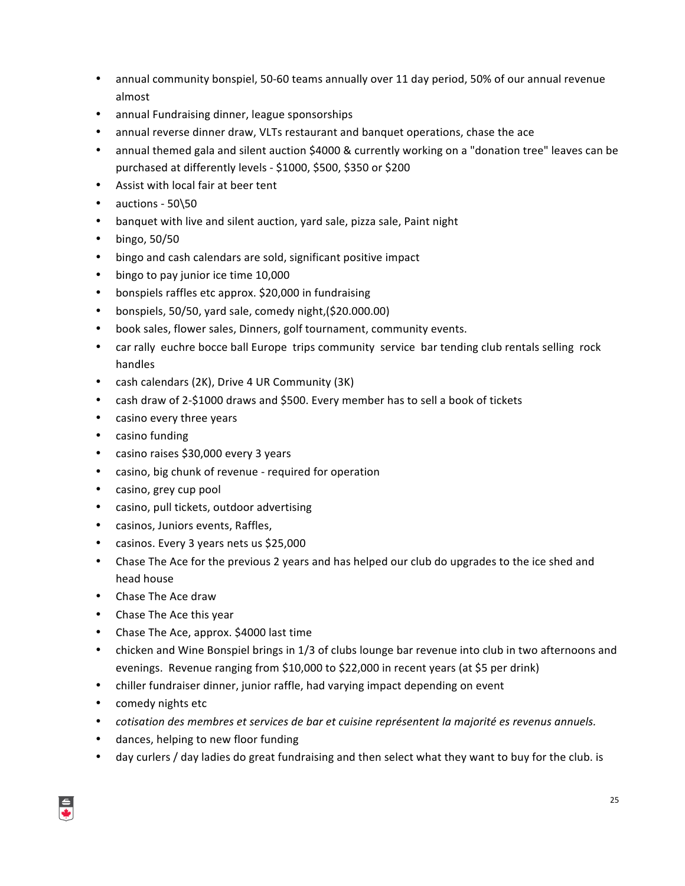- annual community bonspiel, 50-60 teams annually over 11 day period, 50% of our annual revenue almost
- annual Fundraising dinner, league sponsorships
- annual reverse dinner draw, VLTs restaurant and banquet operations, chase the ace
- annual themed gala and silent auction $4000 & currently working on a "donation tree" leaves can be purchased at differently levels - $1000, $500, $350 or $200
- Assist with local fair at beer tent
- auctions - 50\50
- banquet with live and silent auction, yard sale, pizza sale, Paint night
- bingo, 50/50
- bingo and cash calendars are sold, significant positive impact
- bingo to pay junior ice time 10,000
- bonspiels raffles etc approx. $20,000 in fundraising
- bonspiels, 50/50, yard sale, comedy night,($20.000.00)
- book sales, flower sales, Dinners, golf tournament, community events.
- car rally euchre bocce ball Europe trips community service bar tending club rentals selling rock handles
- cash calendars (2K), Drive 4 UR Community (3K)
- cash draw of 2-$1000 draws and $500. Every member has to sell a book of tickets
- casino every three years
- casino funding
- casino raises $30,000 every 3 years
- casino, big chunk of revenue - required for operation
- casino, grey cup pool
- casino, pull tickets, outdoor advertising
- casinos, Juniors events, Raffles,
- casinos. Every 3 years nets us $25,000
- Chase The Ace for the previous 2 years and has helped our club do upgrades to the ice shed and head house
- Chase The Ace draw
- Chase The Ace this year
- Chase The Ace, approx. $4000 last time
- chicken and Wine Bonspiel brings in 1/3 of clubs lounge bar revenue into club in two afternoons and evenings. Revenue ranging from $10,000 to $22,000 in recent years (at $5 per drink)
- chiller fundraiser dinner, junior raffle, had varying impact depending on event
- comedy nights etc
- *cotisation des membres et services de bar et cuisine représentent la majorité es revenus annuels.*
- dances, helping to new floor funding
- day curlers / day ladies do great fundraising and then select what they want to buy for the club. is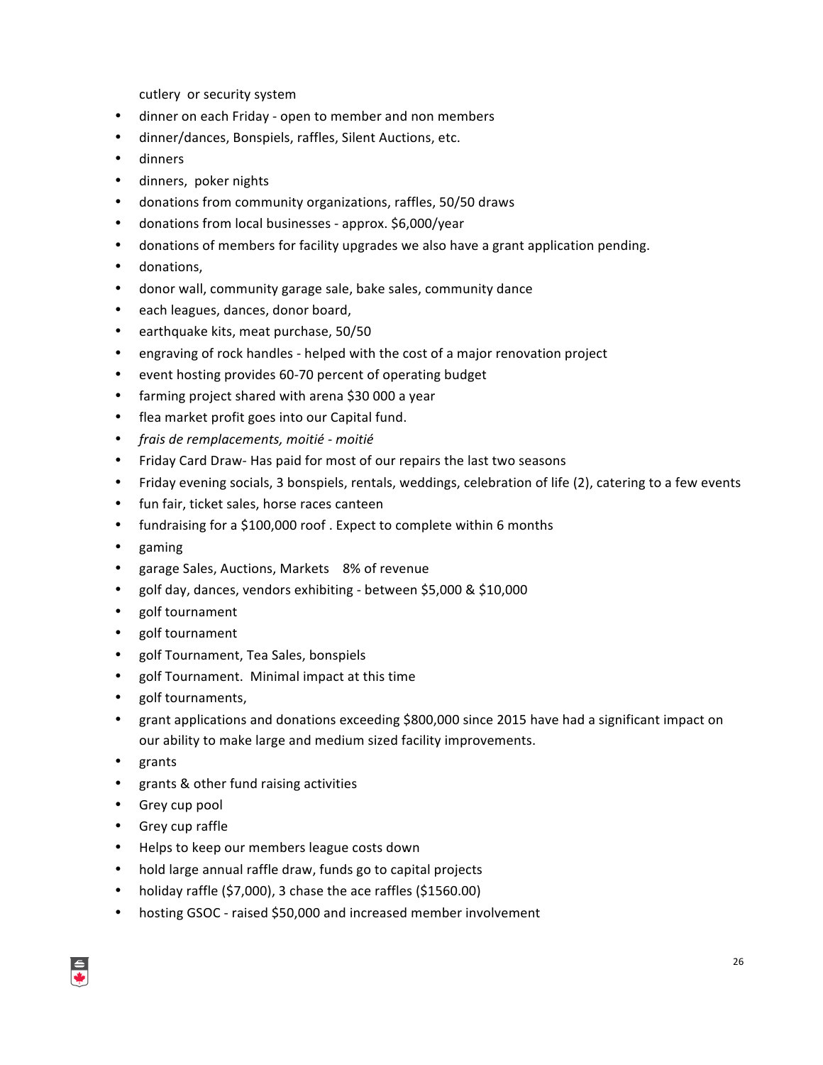cutlery or security system

- dinner on each Friday - open to member and non members
- dinner/dances, Bonspiels, raffles, Silent Auctions, etc.
- dinners
- dinners, poker nights
- donations from community organizations, raffles, 50/50 draws
- donations from local businesses - approx. $6,000/year
- donations of members for facility upgrades we also have a grant application pending.
- donations,
- donor wall, community garage sale, bake sales, community dance
- each leagues, dances, donor board,
- earthquake kits, meat purchase, 50/50
- engraving of rock handles - helped with the cost of a major renovation project
- event hosting provides 60-70 percent of operating budget
- farming project shared with arena $30 000 a year
- flea market profit goes into our Capital fund.
- *frais de remplacements, moitié - moitié*
- Friday Card Draw- Has paid for most of our repairs the last two seasons
- Friday evening socials, 3 bonspiels, rentals, weddings, celebration of life (2), catering to a few events
- fun fair, ticket sales, horse races canteen
- fundraising for a $100,000 roof . Expect to complete within 6 months
- gaming
- garage Sales, Auctions, Markets 8% of revenue
- golf day, dances, vendors exhibiting - between $5,000 & $10,000
- golf tournament
- golf tournament
- golf Tournament, Tea Sales, bonspiels
- golf Tournament. Minimal impact at this time
- golf tournaments,
- grant applications and donations exceeding $800,000 since 2015 have had a significant impact on our ability to make large and medium sized facility improvements.
- grants
- grants & other fund raising activities
- Grey cup pool
- Grey cup raffle
- Helps to keep our members league costs down
- hold large annual raffle draw, funds go to capital projects
- holiday raffle ($7,000), 3 chase the ace raffles ($1560.00)
- hosting GSOC - raised $50,000 and increased member involvement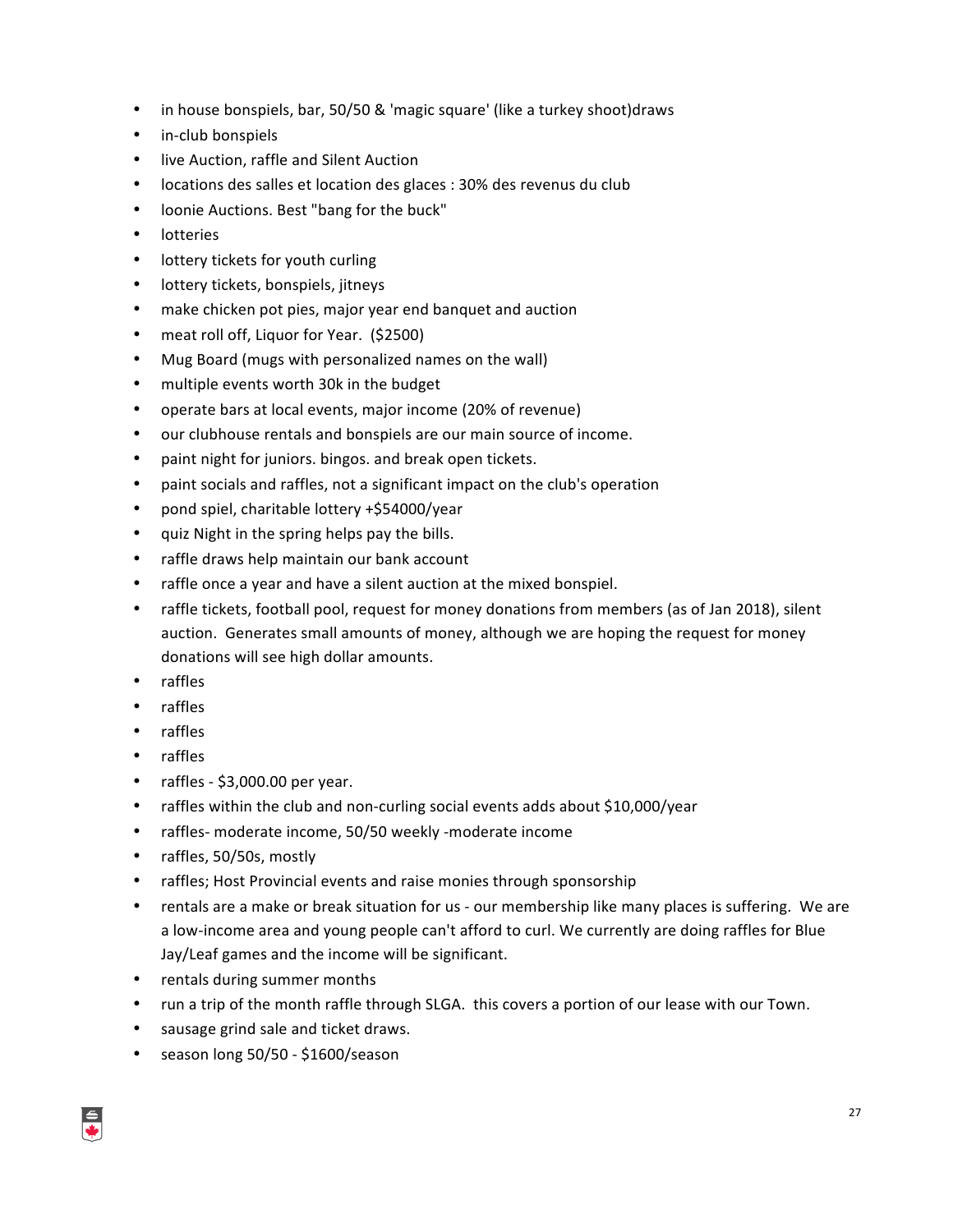- in house bonspiels, bar, 50/50 & 'magic square' (like a turkey shoot)draws
- in-club bonspiels
- live Auction, raffle and Silent Auction
- locations des salles et location des glaces : 30% des revenus du club
- loonie Auctions. Best "bang for the buck"
- lotteries
- lottery tickets for youth curling
- lottery tickets, bonspiels, jitneys
- make chicken pot pies, major year end banquet and auction
- meat roll off, Liquor for Year. ($2500)
- Mug Board (mugs with personalized names on the wall)
- multiple events worth 30k in the budget
- operate bars at local events, major income (20% of revenue)
- our clubhouse rentals and bonspiels are our main source of income.
- paint night for juniors. bingos. and break open tickets.
- paint socials and raffles, not a significant impact on the club's operation
- pond spiel, charitable lottery +$54000/year
- quiz Night in the spring helps pay the bills.
- raffle draws help maintain our bank account
- raffle once a year and have a silent auction at the mixed bonspiel.
- raffle tickets, football pool, request for money donations from members (as of Jan 2018), silent auction. Generates small amounts of money, although we are hoping the request for money donations will see high dollar amounts.
- raffles
- raffles
- raffles
- raffles
- raffles - $3,000.00 per year.
- raffles within the club and non-curling social events adds about $10,000/year
- raffles- moderate income, 50/50 weekly -moderate income
- raffles, 50/50s, mostly
- raffles; Host Provincial events and raise monies through sponsorship
- rentals are a make or break situation for us - our membership like many places is suffering. We are a low-income area and young people can't afford to curl. We currently are doing raffles for Blue Jay/Leaf games and the income will be significant.
- rentals during summer months
- run a trip of the month raffle through SLGA. this covers a portion of our lease with our Town.
- sausage grind sale and ticket draws.
- season long 50/50 - $1600/season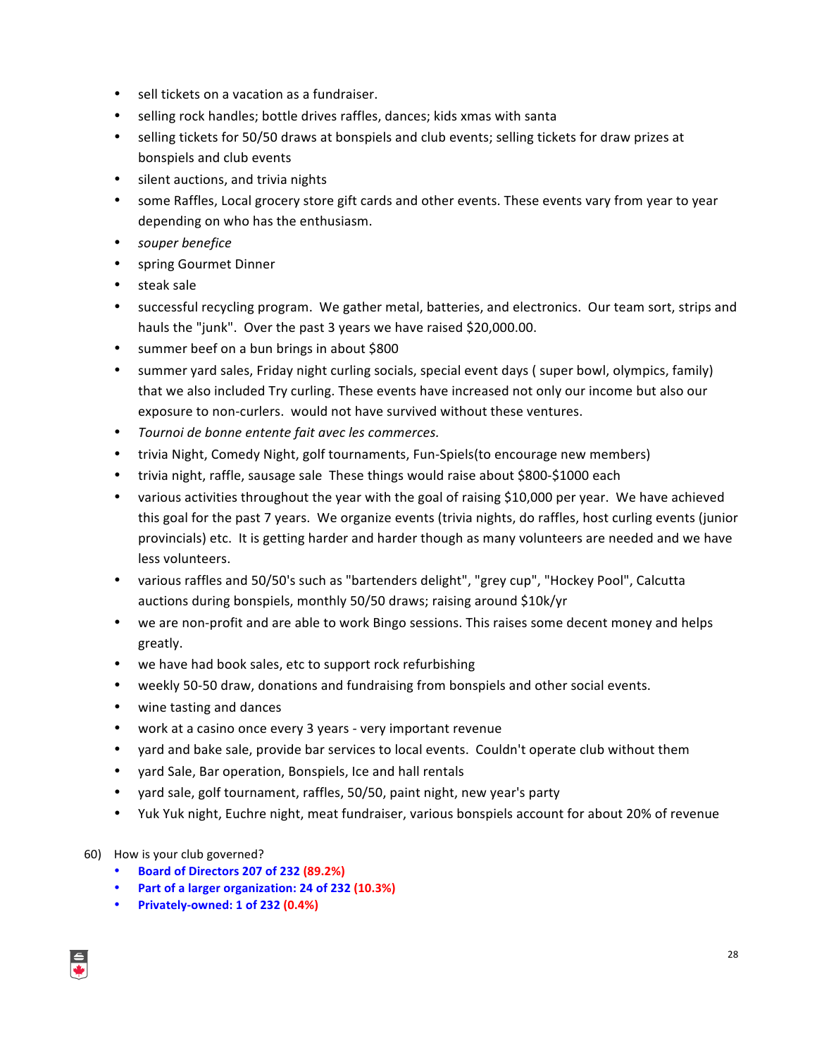- sell tickets on a vacation as a fundraiser.
- selling rock handles; bottle drives raffles, dances; kids xmas with santa
- selling tickets for 50/50 draws at bonspiels and club events; selling tickets for draw prizes at bonspiels and club events
- silent auctions, and trivia nights
- some Raffles, Local grocery store gift cards and other events. These events vary from year to year depending on who has the enthusiasm.
- *souper benefice*
- spring Gourmet Dinner
- steak sale
- successful recycling program. We gather metal, batteries, and electronics. Our team sort, strips and hauls the "junk". Over the past 3 years we have raised $20,000.00.
- summer beef on a bun brings in about $800
- summer yard sales, Friday night curling socials, special event days ( super bowl, olympics, family) that we also included Try curling. These events have increased not only our income but also our exposure to non-curlers. would not have survived without these ventures.
- *Tournoi de bonne entente fait avec les commerces.*
- trivia Night, Comedy Night, golf tournaments, Fun-Spiels(to encourage new members)
- trivia night, raffle, sausage sale These things would raise about $800-$1000 each
- various activities throughout the year with the goal of raising $10,000 per year. We have achieved this goal for the past 7 years. We organize events (trivia nights, do raffles, host curling events (junior provincials) etc. It is getting harder and harder though as many volunteers are needed and we have less volunteers.
- various raffles and 50/50's such as "bartenders delight", "grey cup", "Hockey Pool", Calcutta auctions during bonspiels, monthly 50/50 draws; raising around $10k/yr
- we are non-profit and are able to work Bingo sessions. This raises some decent money and helps greatly.
- we have had book sales, etc to support rock refurbishing
- weekly 50-50 draw, donations and fundraising from bonspiels and other social events.
- wine tasting and dances
- work at a casino once every 3 years - very important revenue
- yard and bake sale, provide bar services to local events. Couldn't operate club without them
- yard Sale, Bar operation, Bonspiels, Ice and hall rentals
- yard sale, golf tournament, raffles, 50/50, paint night, new year's party
- Yuk Yuk night, Euchre night, meat fundraiser, various bonspiels account for about 20% of revenue

60) How is your club governed?

- **Board of Directors 207 of 232 (89.2%)**
- **Part of a larger organization: 24 of 232 (10.3%)**
- **Privately-owned: 1 of 232 (0.4%)**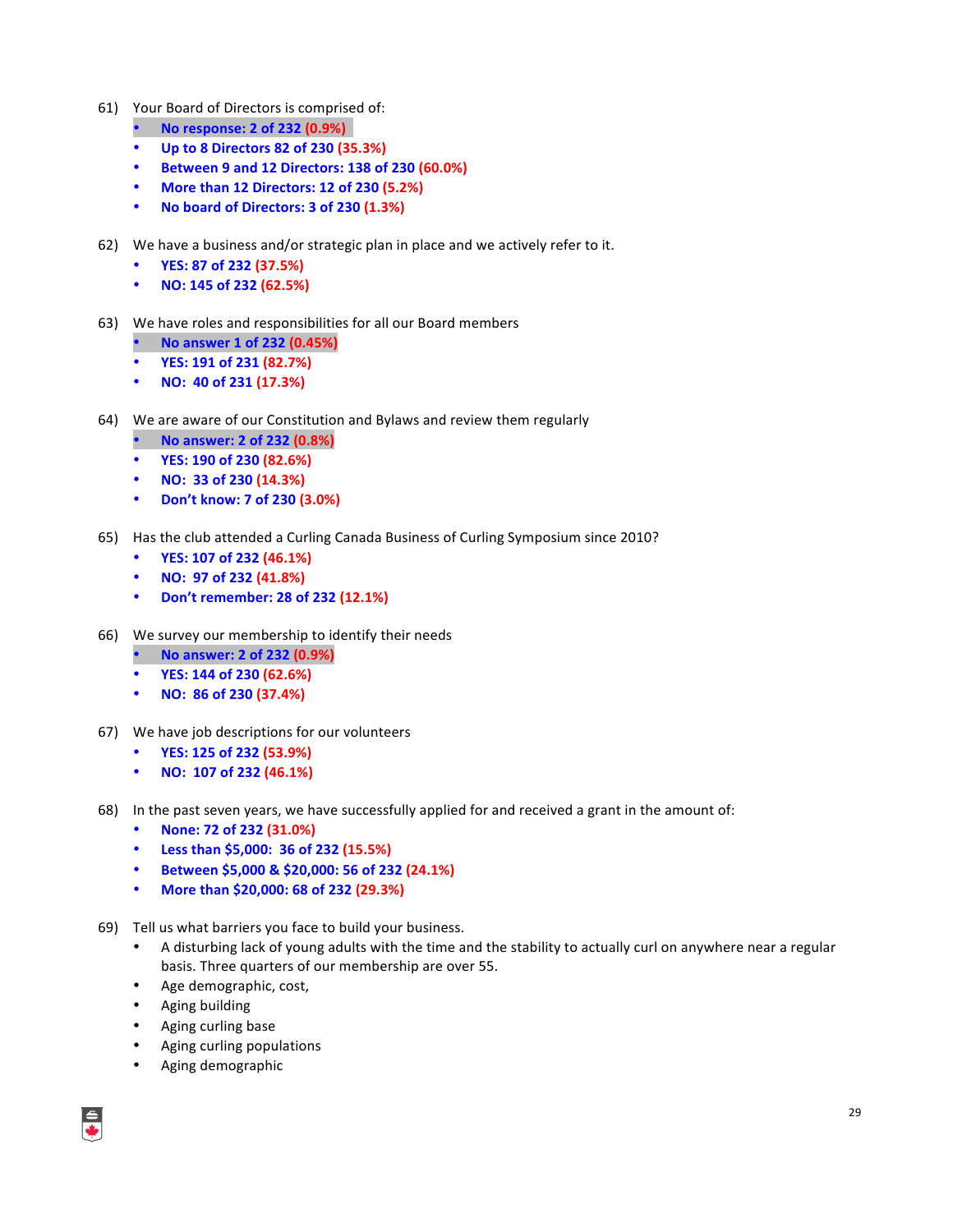61) Your Board of Directors is comprised of:
- **No response: 2 of 232 (0.9%)**
- **Up to 8 Directors 82 of 230 (35.3%)**
- **Between 9 and 12 Directors: 138 of 230 (60.0%)**
- **More than 12 Directors: 12 of 230 (5.2%)**
- **No board of Directors: 3 of 230 (1.3%)**

62) We have a business and/or strategic plan in place and we actively refer to it.
- **YES: 87 of 232 (37.5%)**
- **NO: 145 of 232 (62.5%)**

63) We have roles and responsibilities for all our Board members
- **No answer 1 of 232 (0.45%)**
- **YES: 191 of 231 (82.7%)**
- **NO: 40 of 231 (17.3%)**

64) We are aware of our Constitution and Bylaws and review them regularly
- **No answer: 2 of 232 (0.8%)**
- **YES: 190 of 230 (82.6%)**
- **NO: 33 of 230 (14.3%)**
- **Don't know: 7 of 230 (3.0%)**

65) Has the club attended a Curling Canada Business of Curling Symposium since 2010?
- **YES: 107 of 232 (46.1%)**
- **NO: 97 of 232 (41.8%)**
- **Don't remember: 28 of 232 (12.1%)**

66) We survey our membership to identify their needs
- **No answer: 2 of 232 (0.9%)**
- **YES: 144 of 230 (62.6%)**
- **NO: 86 of 230 (37.4%)**

67) We have job descriptions for our volunteers
- **YES: 125 of 232 (53.9%)**
- **NO: 107 of 232 (46.1%)**

68) In the past seven years, we have successfully applied for and received a grant in the amount of:
- **None: 72 of 232 (31.0%)**
- **Less than $5,000: 36 of 232 (15.5%)**
- **Between $5,000 & $20,000: 56 of 232 (24.1%)**
- **More than $20,000: 68 of 232 (29.3%)**

69) Tell us what barriers you face to build your business.
- A disturbing lack of young adults with the time and the stability to actually curl on anywhere near a regular basis. Three quarters of our membership are over 55.
- Age demographic, cost,
- Aging building
- Aging curling base
- Aging curling populations
- Aging demographic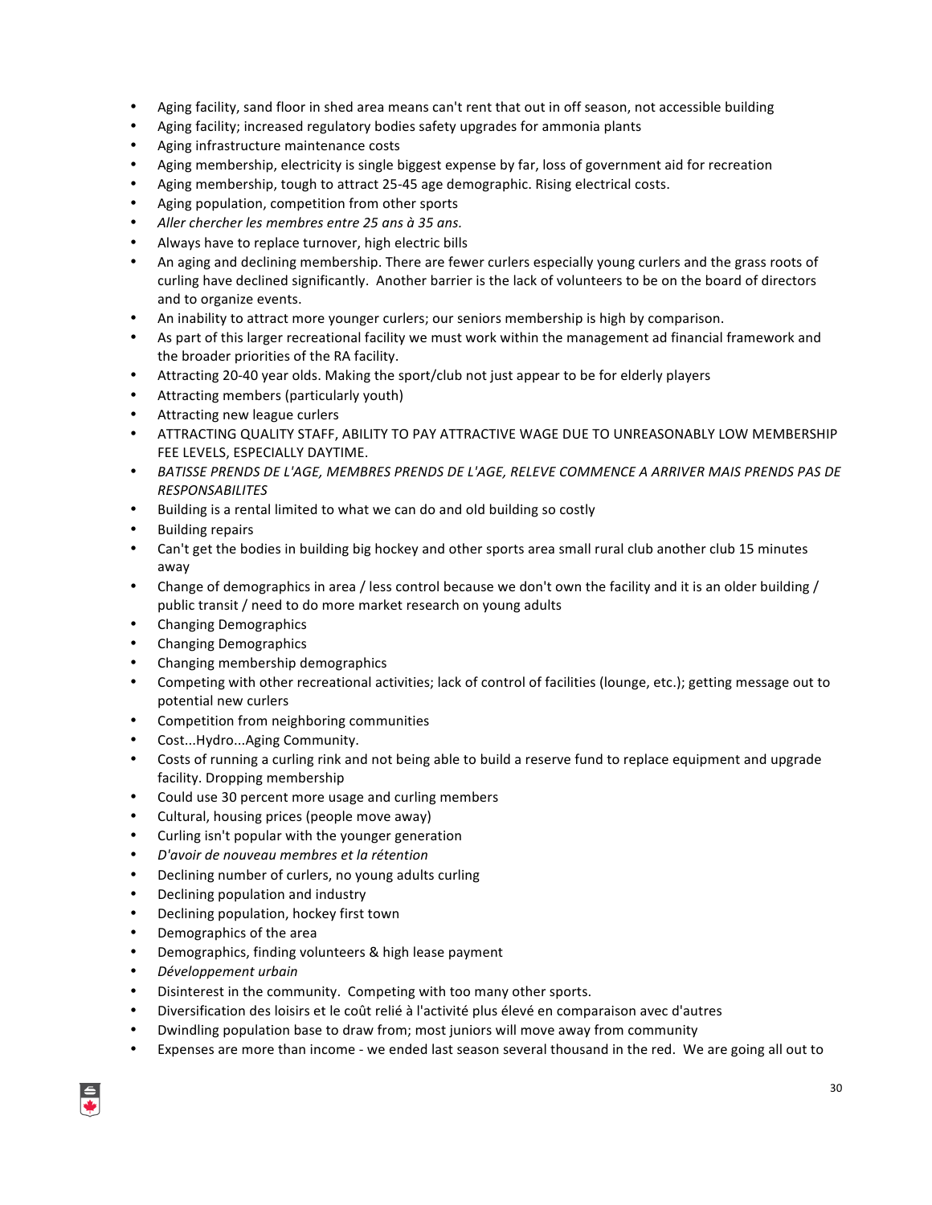- Aging facility, sand floor in shed area means can't rent that out in off season, not accessible building
- Aging facility; increased regulatory bodies safety upgrades for ammonia plants
- Aging infrastructure maintenance costs
- Aging membership, electricity is single biggest expense by far, loss of government aid for recreation
- Aging membership, tough to attract 25-45 age demographic. Rising electrical costs.
- Aging population, competition from other sports
- *Aller chercher les membres entre 25 ans à 35 ans.*
- Always have to replace turnover, high electric bills
- An aging and declining membership. There are fewer curlers especially young curlers and the grass roots of curling have declined significantly. Another barrier is the lack of volunteers to be on the board of directors and to organize events.
- An inability to attract more younger curlers; our seniors membership is high by comparison.
- As part of this larger recreational facility we must work within the management ad financial framework and the broader priorities of the RA facility.
- Attracting 20-40 year olds. Making the sport/club not just appear to be for elderly players
- Attracting members (particularly youth)
- Attracting new league curlers
- ATTRACTING QUALITY STAFF, ABILITY TO PAY ATTRACTIVE WAGE DUE TO UNREASONABLY LOW MEMBERSHIP FEE LEVELS, ESPECIALLY DAYTIME.
- *BATISSE PRENDS DE L'AGE, MEMBRES PRENDS DE L'AGE, RELEVE COMMENCE A ARRIVER MAIS PRENDS PAS DE RESPONSABILITES*
- Building is a rental limited to what we can do and old building so costly
- Building repairs
- Can't get the bodies in building big hockey and other sports area small rural club another club 15 minutes away
- Change of demographics in area / less control because we don't own the facility and it is an older building / public transit / need to do more market research on young adults
- Changing Demographics
- Changing Demographics
- Changing membership demographics
- Competing with other recreational activities; lack of control of facilities (lounge, etc.); getting message out to potential new curlers
- Competition from neighboring communities
- Cost...Hydro...Aging Community.
- Costs of running a curling rink and not being able to build a reserve fund to replace equipment and upgrade facility. Dropping membership
- Could use 30 percent more usage and curling members
- Cultural, housing prices (people move away)
- Curling isn't popular with the younger generation
- *D'avoir de nouveau membres et la rétention*
- Declining number of curlers, no young adults curling
- Declining population and industry
- Declining population, hockey first town
- Demographics of the area
- Demographics, finding volunteers & high lease payment
- *Développement urbain*
- Disinterest in the community. Competing with too many other sports.
- Diversification des loisirs et le coût relié à l'activité plus élevé en comparaison avec d'autres
- Dwindling population base to draw from; most juniors will move away from community
- Expenses are more than income - we ended last season several thousand in the red. We are going all out to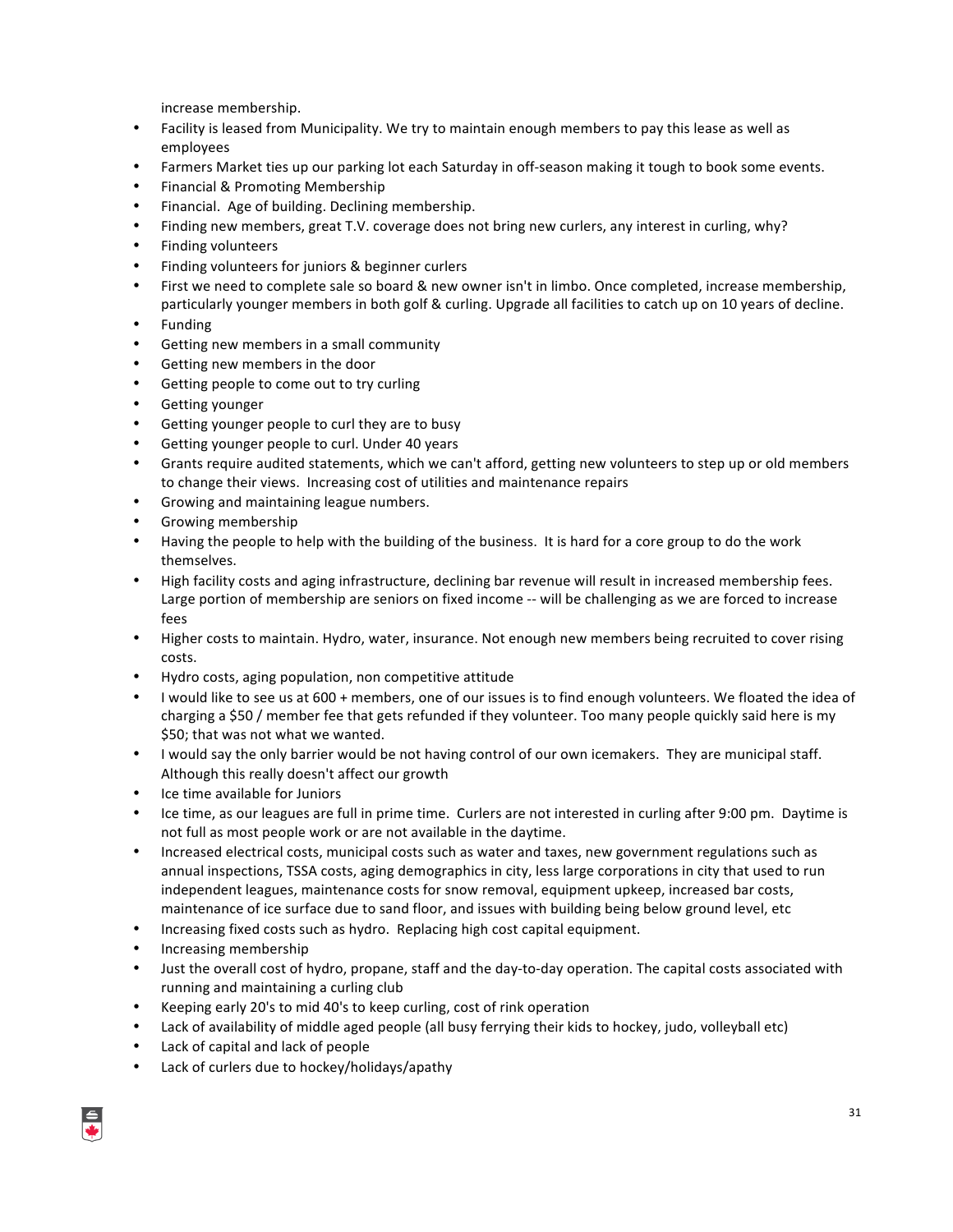increase membership.

- Facility is leased from Municipality. We try to maintain enough members to pay this lease as well as employees
- Farmers Market ties up our parking lot each Saturday in off-season making it tough to book some events.
- Financial & Promoting Membership
- Financial. Age of building. Declining membership.
- Finding new members, great T.V. coverage does not bring new curlers, any interest in curling, why?
- Finding volunteers
- Finding volunteers for juniors & beginner curlers
- First we need to complete sale so board & new owner isn't in limbo. Once completed, increase membership, particularly younger members in both golf & curling. Upgrade all facilities to catch up on 10 years of decline.
- Funding
- Getting new members in a small community
- Getting new members in the door
- Getting people to come out to try curling
- Getting younger
- Getting younger people to curl they are to busy
- Getting younger people to curl. Under 40 years
- Grants require audited statements, which we can't afford, getting new volunteers to step up or old members to change their views. Increasing cost of utilities and maintenance repairs
- Growing and maintaining league numbers.
- Growing membership
- Having the people to help with the building of the business. It is hard for a core group to do the work themselves.
- High facility costs and aging infrastructure, declining bar revenue will result in increased membership fees. Large portion of membership are seniors on fixed income -- will be challenging as we are forced to increase fees
- Higher costs to maintain. Hydro, water, insurance. Not enough new members being recruited to cover rising costs.
- Hydro costs, aging population, non competitive attitude
- I would like to see us at 600 + members, one of our issues is to find enough volunteers. We floated the idea of charging a $50 / member fee that gets refunded if they volunteer. Too many people quickly said here is my $50; that was not what we wanted.
- I would say the only barrier would be not having control of our own icemakers. They are municipal staff. Although this really doesn't affect our growth
- Ice time available for Juniors
- Ice time, as our leagues are full in prime time. Curlers are not interested in curling after 9:00 pm. Daytime is not full as most people work or are not available in the daytime.
- Increased electrical costs, municipal costs such as water and taxes, new government regulations such as annual inspections, TSSA costs, aging demographics in city, less large corporations in city that used to run independent leagues, maintenance costs for snow removal, equipment upkeep, increased bar costs, maintenance of ice surface due to sand floor, and issues with building being below ground level, etc
- Increasing fixed costs such as hydro. Replacing high cost capital equipment.
- Increasing membership
- Just the overall cost of hydro, propane, staff and the day-to-day operation. The capital costs associated with running and maintaining a curling club
- Keeping early 20's to mid 40's to keep curling, cost of rink operation
- Lack of availability of middle aged people (all busy ferrying their kids to hockey, judo, volleyball etc)
- Lack of capital and lack of people
- Lack of curlers due to hockey/holidays/apathy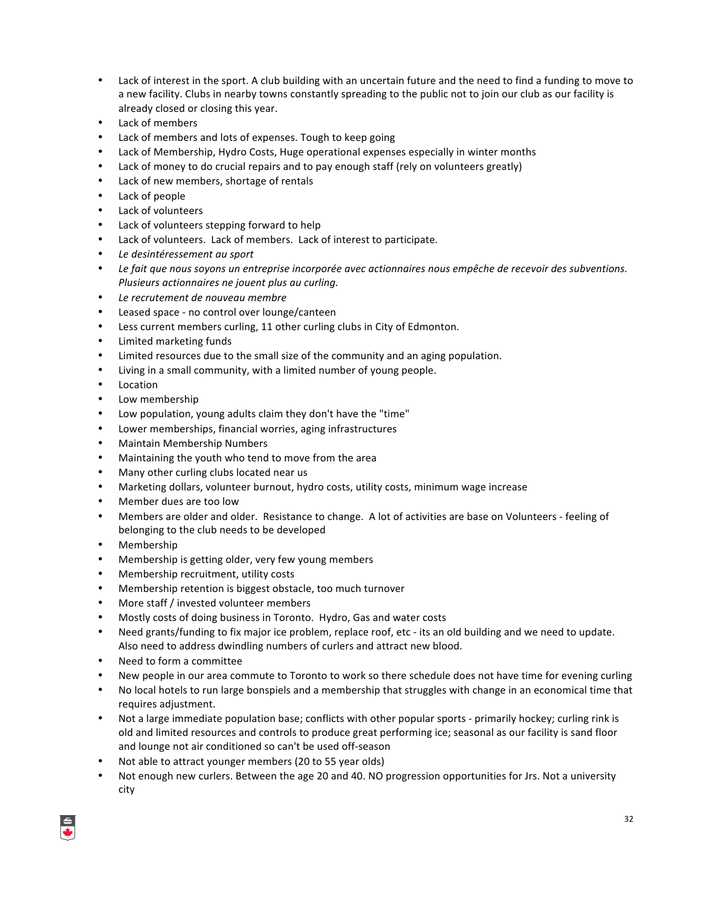- Lack of interest in the sport. A club building with an uncertain future and the need to find a funding to move to a new facility. Clubs in nearby towns constantly spreading to the public not to join our club as our facility is already closed or closing this year.
- Lack of members
- Lack of members and lots of expenses. Tough to keep going
- Lack of Membership, Hydro Costs, Huge operational expenses especially in winter months
- Lack of money to do crucial repairs and to pay enough staff (rely on volunteers greatly)
- Lack of new members, shortage of rentals
- Lack of people
- Lack of volunteers
- Lack of volunteers stepping forward to help
- Lack of volunteers. Lack of members. Lack of interest to participate.
- *Le desintéressement au sport*
- *Le fait que nous soyons un entreprise incorporée avec actionnaires nous empêche de recevoir des subventions. Plusieurs actionnaires ne jouent plus au curling.*
- *Le recrutement de nouveau membre*
- Leased space - no control over lounge/canteen
- Less current members curling, 11 other curling clubs in City of Edmonton.
- Limited marketing funds
- Limited resources due to the small size of the community and an aging population.
- Living in a small community, with a limited number of young people.
- Location
- Low membership
- Low population, young adults claim they don't have the "time"
- Lower memberships, financial worries, aging infrastructures
- Maintain Membership Numbers
- Maintaining the youth who tend to move from the area
- Many other curling clubs located near us
- Marketing dollars, volunteer burnout, hydro costs, utility costs, minimum wage increase
- Member dues are too low
- Members are older and older. Resistance to change. A lot of activities are base on Volunteers - feeling of belonging to the club needs to be developed
- Membership
- Membership is getting older, very few young members
- Membership recruitment, utility costs
- Membership retention is biggest obstacle, too much turnover
- More staff / invested volunteer members
- Mostly costs of doing business in Toronto. Hydro, Gas and water costs
- Need grants/funding to fix major ice problem, replace roof, etc - its an old building and we need to update. Also need to address dwindling numbers of curlers and attract new blood.
- Need to form a committee
- New people in our area commute to Toronto to work so there schedule does not have time for evening curling
- No local hotels to run large bonspiels and a membership that struggles with change in an economical time that requires adjustment.
- Not a large immediate population base; conflicts with other popular sports - primarily hockey; curling rink is old and limited resources and controls to produce great performing ice; seasonal as our facility is sand floor and lounge not air conditioned so can't be used off-season
- Not able to attract younger members (20 to 55 year olds)
- Not enough new curlers. Between the age 20 and 40. NO progression opportunities for Jrs. Not a university city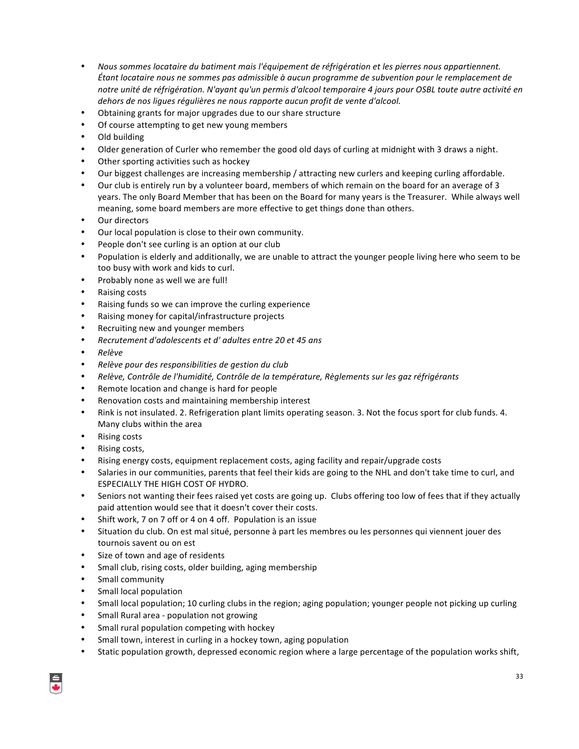- *Nous sommes locataire du batiment mais l'équipement de réfrigération et les pierres nous appartiennent. Étant locataire nous ne sommes pas admissible à aucun programme de subvention pour le remplacement de notre unité de réfrigération. N'ayant qu'un permis d'alcool temporaire 4 jours pour OSBL toute autre activité en dehors de nos ligues régulières ne nous rapporte aucun profit de vente d'alcool.*
- Obtaining grants for major upgrades due to our share structure
- Of course attempting to get new young members
- Old building
- Older generation of Curler who remember the good old days of curling at midnight with 3 draws a night.
- Other sporting activities such as hockey
- Our biggest challenges are increasing membership / attracting new curlers and keeping curling affordable.
- Our club is entirely run by a volunteer board, members of which remain on the board for an average of 3 years. The only Board Member that has been on the Board for many years is the Treasurer. While always well meaning, some board members are more effective to get things done than others.
- Our directors
- Our local population is close to their own community.
- People don't see curling is an option at our club
- Population is elderly and additionally, we are unable to attract the younger people living here who seem to be too busy with work and kids to curl.
- Probably none as well we are full!
- Raising costs
- Raising funds so we can improve the curling experience
- Raising money for capital/infrastructure projects
- Recruiting new and younger members
- *Recrutement d'adolescents et d' adultes entre 20 et 45 ans*
- *Relève*
- *Relève pour des responsibilities de gestion du club*
- *Relève, Contrôle de l'humidité, Contrôle de la température, Règlements sur les gaz réfrigérants*
- Remote location and change is hard for people
- Renovation costs and maintaining membership interest
- Rink is not insulated. 2. Refrigeration plant limits operating season. 3. Not the focus sport for club funds. 4. Many clubs within the area
- Rising costs
- Rising costs,
- Rising energy costs, equipment replacement costs, aging facility and repair/upgrade costs
- Salaries in our communities, parents that feel their kids are going to the NHL and don't take time to curl, and ESPECIALLY THE HIGH COST OF HYDRO.
- Seniors not wanting their fees raised yet costs are going up. Clubs offering too low of fees that if they actually paid attention would see that it doesn't cover their costs.
- Shift work, 7 on 7 off or 4 on 4 off. Population is an issue
- Situation du club. On est mal situé, personne à part les membres ou les personnes qui viennent jouer des tournois savent ou on est
- Size of town and age of residents
- Small club, rising costs, older building, aging membership
- Small community
- Small local population
- Small local population; 10 curling clubs in the region; aging population; younger people not picking up curling
- Small Rural area - population not growing
- Small rural population competing with hockey
- Small town, interest in curling in a hockey town, aging population
- Static population growth, depressed economic region where a large percentage of the population works shift,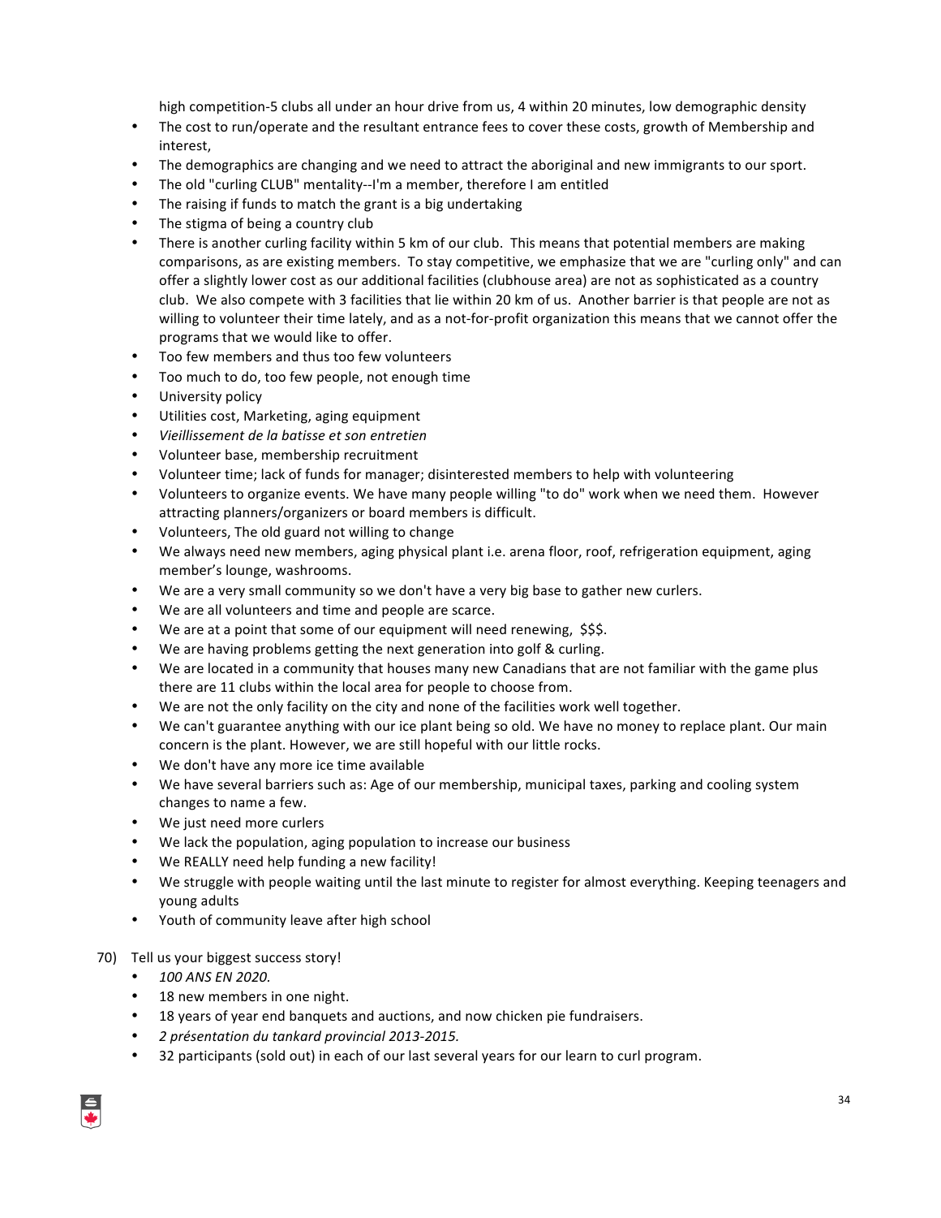high competition-5 clubs all under an hour drive from us, 4 within 20 minutes, low demographic density

- The cost to run/operate and the resultant entrance fees to cover these costs, growth of Membership and interest,
- The demographics are changing and we need to attract the aboriginal and new immigrants to our sport.
- The old "curling CLUB" mentality--I'm a member, therefore I am entitled
- The raising if funds to match the grant is a big undertaking
- The stigma of being a country club
- There is another curling facility within 5 km of our club. This means that potential members are making comparisons, as are existing members. To stay competitive, we emphasize that we are "curling only" and can offer a slightly lower cost as our additional facilities (clubhouse area) are not as sophisticated as a country club. We also compete with 3 facilities that lie within 20 km of us. Another barrier is that people are not as willing to volunteer their time lately, and as a not-for-profit organization this means that we cannot offer the programs that we would like to offer.
- Too few members and thus too few volunteers
- Too much to do, too few people, not enough time
- University policy
- Utilities cost, Marketing, aging equipment
- *Vieillissement de la batisse et son entretien*
- Volunteer base, membership recruitment
- Volunteer time; lack of funds for manager; disinterested members to help with volunteering
- Volunteers to organize events. We have many people willing "to do" work when we need them. However attracting planners/organizers or board members is difficult.
- Volunteers, The old guard not willing to change
- We always need new members, aging physical plant i.e. arena floor, roof, refrigeration equipment, aging member's lounge, washrooms.
- We are a very small community so we don't have a very big base to gather new curlers.
- We are all volunteers and time and people are scarce.
- We are at a point that some of our equipment will need renewing, $$$.
- We are having problems getting the next generation into golf & curling.
- We are located in a community that houses many new Canadians that are not familiar with the game plus there are 11 clubs within the local area for people to choose from.
- We are not the only facility on the city and none of the facilities work well together.
- We can't guarantee anything with our ice plant being so old. We have no money to replace plant. Our main concern is the plant. However, we are still hopeful with our little rocks.
- We don't have any more ice time available
- We have several barriers such as: Age of our membership, municipal taxes, parking and cooling system changes to name a few.
- We just need more curlers
- We lack the population, aging population to increase our business
- We REALLY need help funding a new facility!
- We struggle with people waiting until the last minute to register for almost everything. Keeping teenagers and young adults
- Youth of community leave after high school

70) Tell us your biggest success story!

- *100 ANS EN 2020.*
- 18 new members in one night.
- 18 years of year end banquets and auctions, and now chicken pie fundraisers.
- *2 présentation du tankard provincial 2013-2015.*
- 32 participants (sold out) in each of our last several years for our learn to curl program.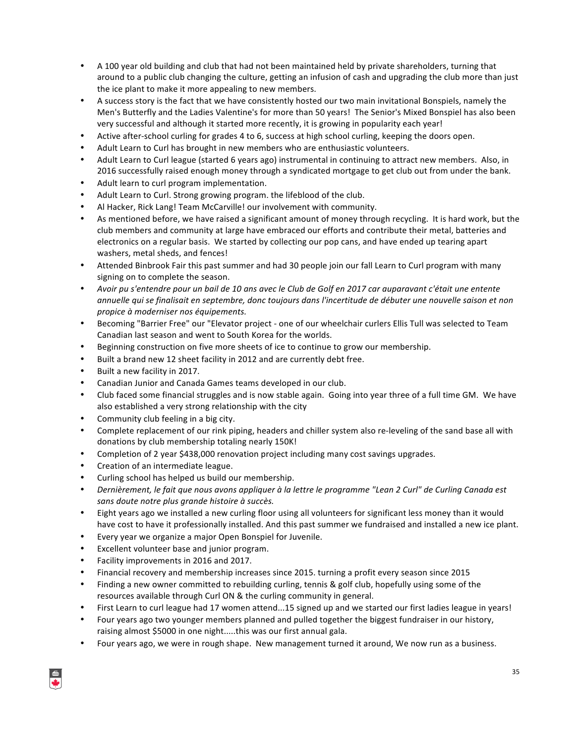- A 100 year old building and club that had not been maintained held by private shareholders, turning that around to a public club changing the culture, getting an infusion of cash and upgrading the club more than just the ice plant to make it more appealing to new members.
- A success story is the fact that we have consistently hosted our two main invitational Bonspiels, namely the Men's Butterfly and the Ladies Valentine's for more than 50 years! The Senior's Mixed Bonspiel has also been very successful and although it started more recently, it is growing in popularity each year!
- Active after-school curling for grades 4 to 6, success at high school curling, keeping the doors open.
- Adult Learn to Curl has brought in new members who are enthusiastic volunteers.
- Adult Learn to Curl league (started 6 years ago) instrumental in continuing to attract new members. Also, in 2016 successfully raised enough money through a syndicated mortgage to get club out from under the bank.
- Adult learn to curl program implementation.
- Adult Learn to Curl. Strong growing program. the lifeblood of the club.
- Al Hacker, Rick Lang! Team McCarville! our involvement with community.
- As mentioned before, we have raised a significant amount of money through recycling. It is hard work, but the club members and community at large have embraced our efforts and contribute their metal, batteries and electronics on a regular basis. We started by collecting our pop cans, and have ended up tearing apart washers, metal sheds, and fences!
- Attended Binbrook Fair this past summer and had 30 people join our fall Learn to Curl program with many signing on to complete the season.
- *Avoir pu s'entendre pour un bail de 10 ans avec le Club de Golf en 2017 car auparavant c'était une entente annuelle qui se finalisait en septembre, donc toujours dans l'incertitude de débuter une nouvelle saison et non propice à moderniser nos équipements.*
- Becoming "Barrier Free" our "Elevator project - one of our wheelchair curlers Ellis Tull was selected to Team Canadian last season and went to South Korea for the worlds.
- Beginning construction on five more sheets of ice to continue to grow our membership.
- Built a brand new 12 sheet facility in 2012 and are currently debt free.
- Built a new facility in 2017.
- Canadian Junior and Canada Games teams developed in our club.
- Club faced some financial struggles and is now stable again. Going into year three of a full time GM. We have also established a very strong relationship with the city
- Community club feeling in a big city.
- Complete replacement of our rink piping, headers and chiller system also re-leveling of the sand base all with donations by club membership totaling nearly 150K!
- Completion of 2 year $438,000 renovation project including many cost savings upgrades.
- Creation of an intermediate league.
- Curling school has helped us build our membership.
- *Dernièrement, le fait que nous avons appliquer à la lettre le programme "Lean 2 Curl" de Curling Canada est sans doute notre plus grande histoire à succès.*
- Eight years ago we installed a new curling floor using all volunteers for significant less money than it would have cost to have it professionally installed. And this past summer we fundraised and installed a new ice plant.
- Every year we organize a major Open Bonspiel for Juvenile.
- Excellent volunteer base and junior program.
- Facility improvements in 2016 and 2017.
- Financial recovery and membership increases since 2015. turning a profit every season since 2015
- Finding a new owner committed to rebuilding curling, tennis & golf club, hopefully using some of the resources available through Curl ON & the curling community in general.
- First Learn to curl league had 17 women attend...15 signed up and we started our first ladies league in years!
- Four years ago two younger members planned and pulled together the biggest fundraiser in our history, raising almost $5000 in one night.....this was our first annual gala.
- Four years ago, we were in rough shape. New management turned it around, We now run as a business.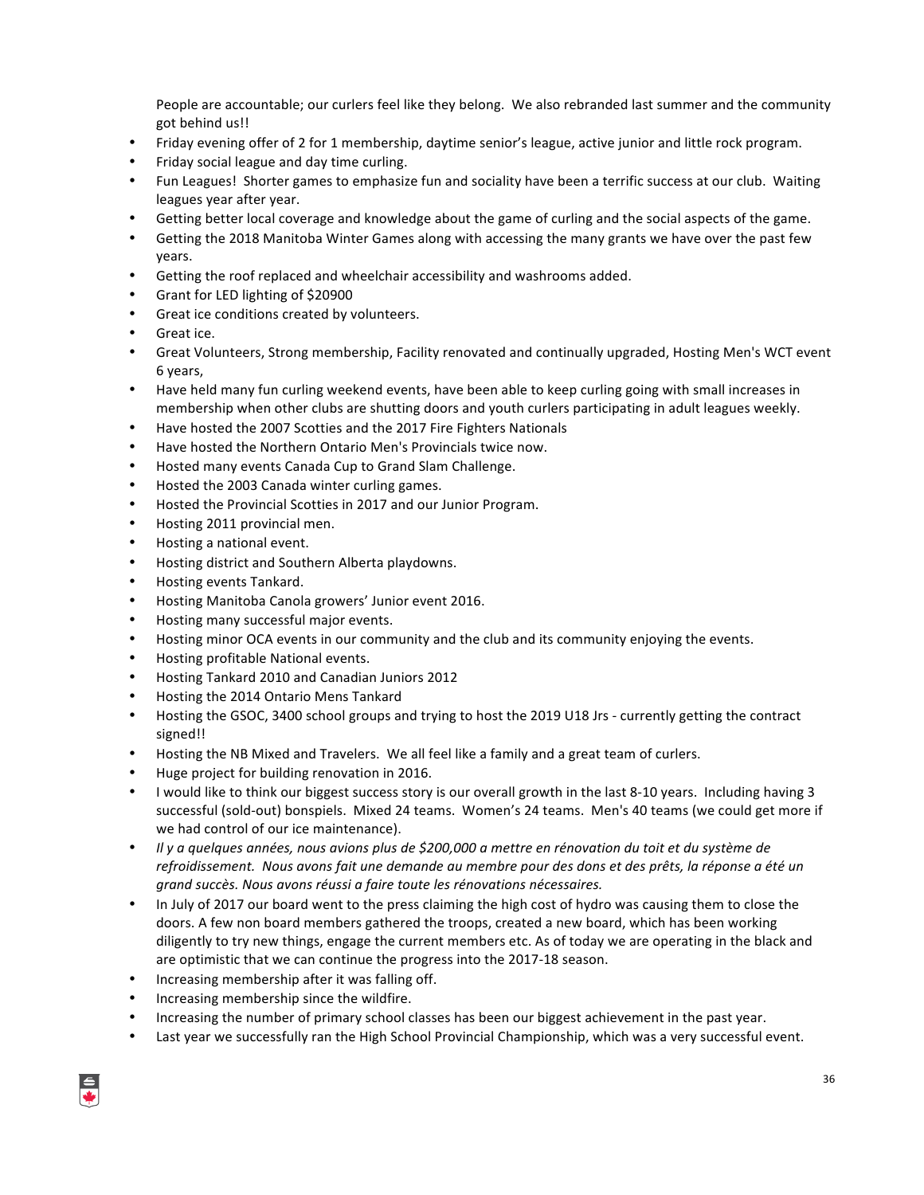People are accountable; our curlers feel like they belong. We also rebranded last summer and the community got behind us!!

- Friday evening offer of 2 for 1 membership, daytime senior's league, active junior and little rock program.
- Friday social league and day time curling.
- Fun Leagues! Shorter games to emphasize fun and sociality have been a terrific success at our club. Waiting leagues year after year.
- Getting better local coverage and knowledge about the game of curling and the social aspects of the game.
- Getting the 2018 Manitoba Winter Games along with accessing the many grants we have over the past few years.
- Getting the roof replaced and wheelchair accessibility and washrooms added.
- Grant for LED lighting of $20900
- Great ice conditions created by volunteers.
- Great ice.
- Great Volunteers, Strong membership, Facility renovated and continually upgraded, Hosting Men's WCT event 6 years,
- Have held many fun curling weekend events, have been able to keep curling going with small increases in membership when other clubs are shutting doors and youth curlers participating in adult leagues weekly.
- Have hosted the 2007 Scotties and the 2017 Fire Fighters Nationals
- Have hosted the Northern Ontario Men's Provincials twice now.
- Hosted many events Canada Cup to Grand Slam Challenge.
- Hosted the 2003 Canada winter curling games.
- Hosted the Provincial Scotties in 2017 and our Junior Program.
- Hosting 2011 provincial men.
- Hosting a national event.
- Hosting district and Southern Alberta playdowns.
- Hosting events Tankard.
- Hosting Manitoba Canola growers' Junior event 2016.
- Hosting many successful major events.
- Hosting minor OCA events in our community and the club and its community enjoying the events.
- Hosting profitable National events.
- Hosting Tankard 2010 and Canadian Juniors 2012
- Hosting the 2014 Ontario Mens Tankard
- Hosting the GSOC, 3400 school groups and trying to host the 2019 U18 Jrs - currently getting the contract signed!!
- Hosting the NB Mixed and Travelers. We all feel like a family and a great team of curlers.
- Huge project for building renovation in 2016.
- I would like to think our biggest success story is our overall growth in the last 8-10 years. Including having 3 successful (sold-out) bonspiels. Mixed 24 teams. Women's 24 teams. Men's 40 teams (we could get more if we had control of our ice maintenance).
- *Il y a quelques années, nous avions plus de $200,000 a mettre en rénovation du toit et du système de refroidissement. Nous avons fait une demande au membre pour des dons et des prêts, la réponse a été un grand succès. Nous avons réussi a faire toute les rénovations nécessaires.*
- In July of 2017 our board went to the press claiming the high cost of hydro was causing them to close the doors. A few non board members gathered the troops, created a new board, which has been working diligently to try new things, engage the current members etc. As of today we are operating in the black and are optimistic that we can continue the progress into the 2017-18 season.
- Increasing membership after it was falling off.
- Increasing membership since the wildfire.
- Increasing the number of primary school classes has been our biggest achievement in the past year.
- Last year we successfully ran the High School Provincial Championship, which was a very successful event.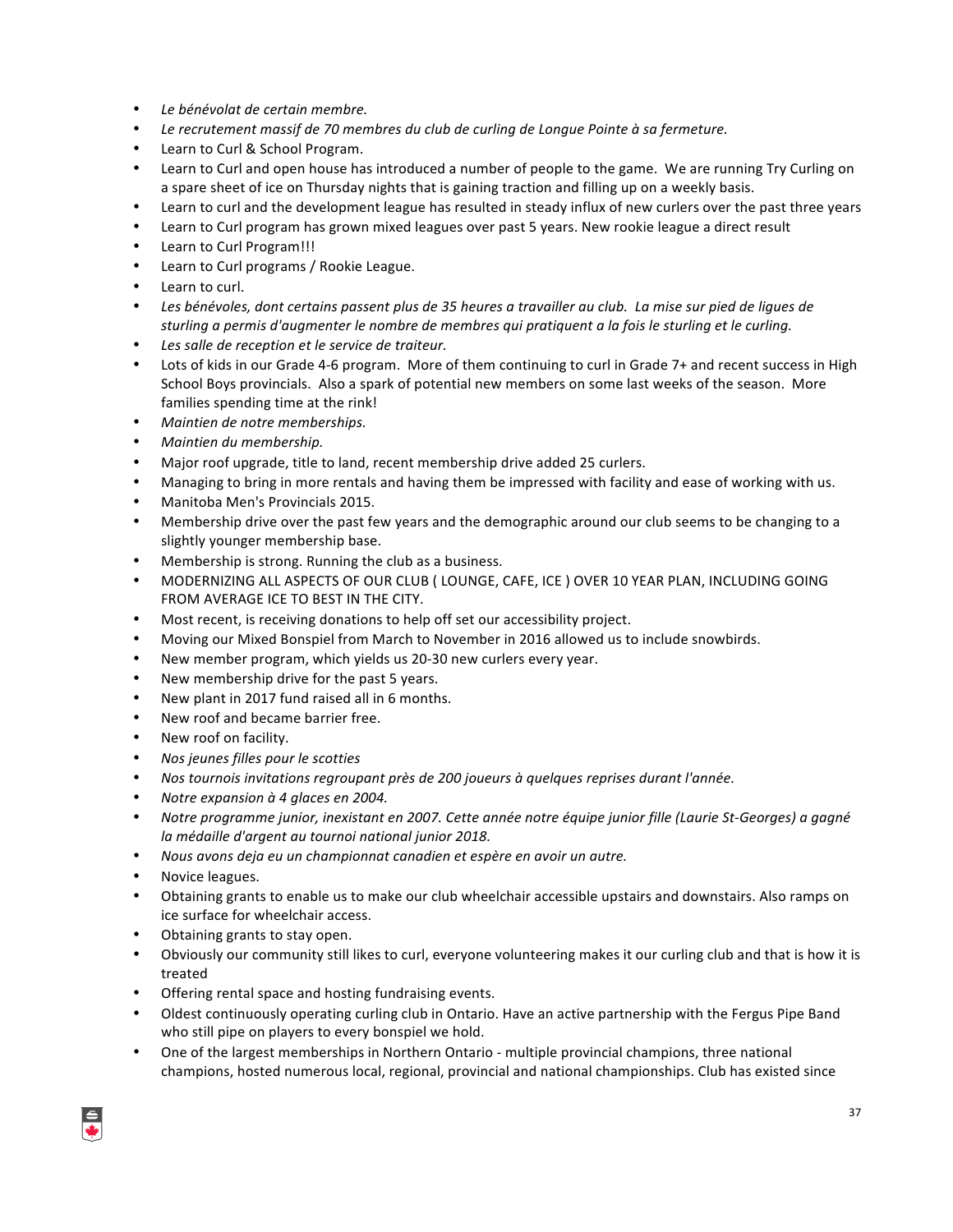- *Le bénévolat de certain membre.*
- *Le recrutement massif de 70 membres du club de curling de Longue Pointe à sa fermeture.*
- Learn to Curl & School Program.
- Learn to Curl and open house has introduced a number of people to the game. We are running Try Curling on a spare sheet of ice on Thursday nights that is gaining traction and filling up on a weekly basis.
- Learn to curl and the development league has resulted in steady influx of new curlers over the past three years
- Learn to Curl program has grown mixed leagues over past 5 years. New rookie league a direct result
- Learn to Curl Program!!!
- Learn to Curl programs / Rookie League.
- Learn to curl.
- *Les bénévoles, dont certains passent plus de 35 heures a travailler au club. La mise sur pied de ligues de sturling a permis d'augmenter le nombre de membres qui pratiquent a la fois le sturling et le curling.*
- *Les salle de reception et le service de traiteur.*
- Lots of kids in our Grade 4-6 program. More of them continuing to curl in Grade 7+ and recent success in High School Boys provincials. Also a spark of potential new members on some last weeks of the season. More families spending time at the rink!
- *Maintien de notre memberships.*
- *Maintien du membership.*
- Major roof upgrade, title to land, recent membership drive added 25 curlers.
- Managing to bring in more rentals and having them be impressed with facility and ease of working with us.
- Manitoba Men's Provincials 2015.
- Membership drive over the past few years and the demographic around our club seems to be changing to a slightly younger membership base.
- Membership is strong. Running the club as a business.
- MODERNIZING ALL ASPECTS OF OUR CLUB ( LOUNGE, CAFE, ICE ) OVER 10 YEAR PLAN, INCLUDING GOING FROM AVERAGE ICE TO BEST IN THE CITY.
- Most recent, is receiving donations to help off set our accessibility project.
- Moving our Mixed Bonspiel from March to November in 2016 allowed us to include snowbirds.
- New member program, which yields us 20-30 new curlers every year.
- New membership drive for the past 5 years.
- New plant in 2017 fund raised all in 6 months.
- New roof and became barrier free.
- New roof on facility.
- *Nos jeunes filles pour le scotties*
- *Nos tournois invitations regroupant près de 200 joueurs à quelques reprises durant l'année.*
- *Notre expansion à 4 glaces en 2004.*
- *Notre programme junior, inexistant en 2007. Cette année notre équipe junior fille (Laurie St-Georges) a gagné la médaille d'argent au tournoi national junior 2018.*
- *Nous avons deja eu un championnat canadien et espère en avoir un autre.*
- Novice leagues.
- Obtaining grants to enable us to make our club wheelchair accessible upstairs and downstairs. Also ramps on ice surface for wheelchair access.
- Obtaining grants to stay open.
- Obviously our community still likes to curl, everyone volunteering makes it our curling club and that is how it is treated
- Offering rental space and hosting fundraising events.
- Oldest continuously operating curling club in Ontario. Have an active partnership with the Fergus Pipe Band who still pipe on players to every bonspiel we hold.
- One of the largest memberships in Northern Ontario - multiple provincial champions, three national champions, hosted numerous local, regional, provincial and national championships. Club has existed since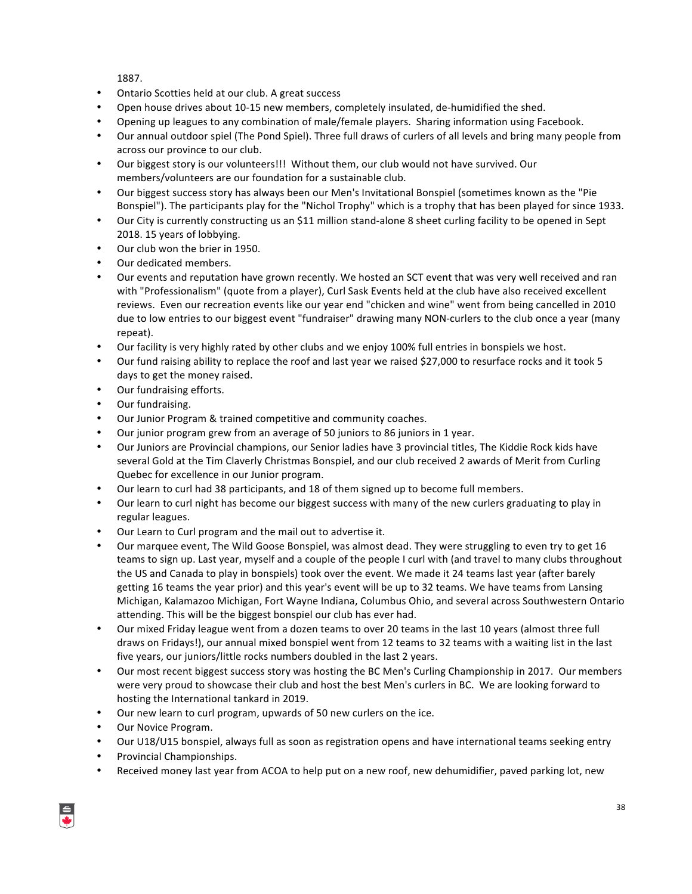1887.

- Ontario Scotties held at our club. A great success
- Open house drives about 10-15 new members, completely insulated, de-humidified the shed.
- Opening up leagues to any combination of male/female players. Sharing information using Facebook.
- Our annual outdoor spiel (The Pond Spiel). Three full draws of curlers of all levels and bring many people from across our province to our club.
- Our biggest story is our volunteers!!! Without them, our club would not have survived. Our members/volunteers are our foundation for a sustainable club.
- Our biggest success story has always been our Men's Invitational Bonspiel (sometimes known as the "Pie Bonspiel"). The participants play for the "Nichol Trophy" which is a trophy that has been played for since 1933.
- Our City is currently constructing us an $11 million stand-alone 8 sheet curling facility to be opened in Sept 2018. 15 years of lobbying.
- Our club won the brier in 1950.
- Our dedicated members.
- Our events and reputation have grown recently. We hosted an SCT event that was very well received and ran with "Professionalism" (quote from a player), Curl Sask Events held at the club have also received excellent reviews. Even our recreation events like our year end "chicken and wine" went from being cancelled in 2010 due to low entries to our biggest event "fundraiser" drawing many NON-curlers to the club once a year (many repeat).
- Our facility is very highly rated by other clubs and we enjoy 100% full entries in bonspiels we host.
- Our fund raising ability to replace the roof and last year we raised $27,000 to resurface rocks and it took 5 days to get the money raised.
- Our fundraising efforts.
- Our fundraising.
- Our Junior Program & trained competitive and community coaches.
- Our junior program grew from an average of 50 juniors to 86 juniors in 1 year.
- Our Juniors are Provincial champions, our Senior ladies have 3 provincial titles, The Kiddie Rock kids have several Gold at the Tim Claverly Christmas Bonspiel, and our club received 2 awards of Merit from Curling Quebec for excellence in our Junior program.
- Our learn to curl had 38 participants, and 18 of them signed up to become full members.
- Our learn to curl night has become our biggest success with many of the new curlers graduating to play in regular leagues.
- Our Learn to Curl program and the mail out to advertise it.
- Our marquee event, The Wild Goose Bonspiel, was almost dead. They were struggling to even try to get 16 teams to sign up. Last year, myself and a couple of the people I curl with (and travel to many clubs throughout the US and Canada to play in bonspiels) took over the event. We made it 24 teams last year (after barely getting 16 teams the year prior) and this year's event will be up to 32 teams. We have teams from Lansing Michigan, Kalamazoo Michigan, Fort Wayne Indiana, Columbus Ohio, and several across Southwestern Ontario attending. This will be the biggest bonspiel our club has ever had.
- Our mixed Friday league went from a dozen teams to over 20 teams in the last 10 years (almost three full draws on Fridays!), our annual mixed bonspiel went from 12 teams to 32 teams with a waiting list in the last five years, our juniors/little rocks numbers doubled in the last 2 years.
- Our most recent biggest success story was hosting the BC Men's Curling Championship in 2017. Our members were very proud to showcase their club and host the best Men's curlers in BC. We are looking forward to hosting the International tankard in 2019.
- Our new learn to curl program, upwards of 50 new curlers on the ice.
- Our Novice Program.
- Our U18/U15 bonspiel, always full as soon as registration opens and have international teams seeking entry
- Provincial Championships.
- Received money last year from ACOA to help put on a new roof, new dehumidifier, paved parking lot, new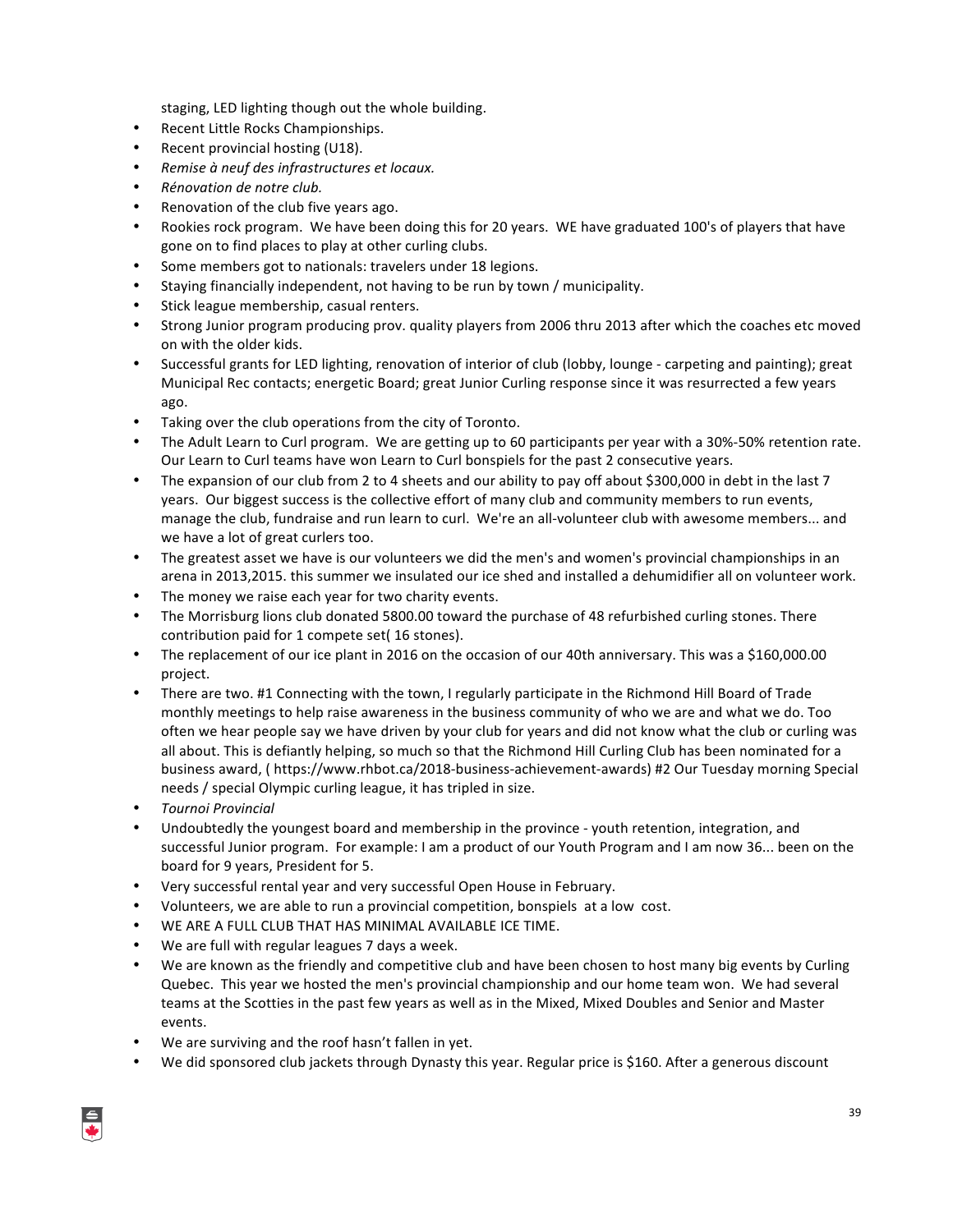staging, LED lighting though out the whole building.

- Recent Little Rocks Championships.
- Recent provincial hosting (U18).
- *Remise à neuf des infrastructures et locaux.*
- *Rénovation de notre club.*
- Renovation of the club five years ago.
- Rookies rock program. We have been doing this for 20 years. WE have graduated 100's of players that have gone on to find places to play at other curling clubs.
- Some members got to nationals: travelers under 18 legions.
- Staying financially independent, not having to be run by town / municipality.
- Stick league membership, casual renters.
- Strong Junior program producing prov. quality players from 2006 thru 2013 after which the coaches etc moved on with the older kids.
- Successful grants for LED lighting, renovation of interior of club (lobby, lounge - carpeting and painting); great Municipal Rec contacts; energetic Board; great Junior Curling response since it was resurrected a few years ago.
- Taking over the club operations from the city of Toronto.
- The Adult Learn to Curl program. We are getting up to 60 participants per year with a 30%-50% retention rate. Our Learn to Curl teams have won Learn to Curl bonspiels for the past 2 consecutive years.
- The expansion of our club from 2 to 4 sheets and our ability to pay off about $300,000 in debt in the last 7 years. Our biggest success is the collective effort of many club and community members to run events, manage the club, fundraise and run learn to curl. We're an all-volunteer club with awesome members... and we have a lot of great curlers too.
- The greatest asset we have is our volunteers we did the men's and women's provincial championships in an arena in 2013,2015. this summer we insulated our ice shed and installed a dehumidifier all on volunteer work.
- The money we raise each year for two charity events.
- The Morrisburg lions club donated 5800.00 toward the purchase of 48 refurbished curling stones. There contribution paid for 1 compete set( 16 stones).
- The replacement of our ice plant in 2016 on the occasion of our 40th anniversary. This was a $160,000.00 project.
- There are two. #1 Connecting with the town, I regularly participate in the Richmond Hill Board of Trade monthly meetings to help raise awareness in the business community of who we are and what we do. Too often we hear people say we have driven by your club for years and did not know what the club or curling was all about. This is defiantly helping, so much so that the Richmond Hill Curling Club has been nominated for a business award, ( https://www.rhbot.ca/2018-business-achievement-awards) #2 Our Tuesday morning Special needs / special Olympic curling league, it has tripled in size.
- *Tournoi Provincial*
- Undoubtedly the youngest board and membership in the province - youth retention, integration, and successful Junior program. For example: I am a product of our Youth Program and I am now 36... been on the board for 9 years, President for 5.
- Very successful rental year and very successful Open House in February.
- Volunteers, we are able to run a provincial competition, bonspiels at a low cost.
- WE ARE A FULL CLUB THAT HAS MINIMAL AVAILABLE ICE TIME.
- We are full with regular leagues 7 days a week.
- We are known as the friendly and competitive club and have been chosen to host many big events by Curling Quebec. This year we hosted the men's provincial championship and our home team won. We had several teams at the Scotties in the past few years as well as in the Mixed, Mixed Doubles and Senior and Master events.
- We are surviving and the roof hasn't fallen in yet.
- We did sponsored club jackets through Dynasty this year. Regular price is $160. After a generous discount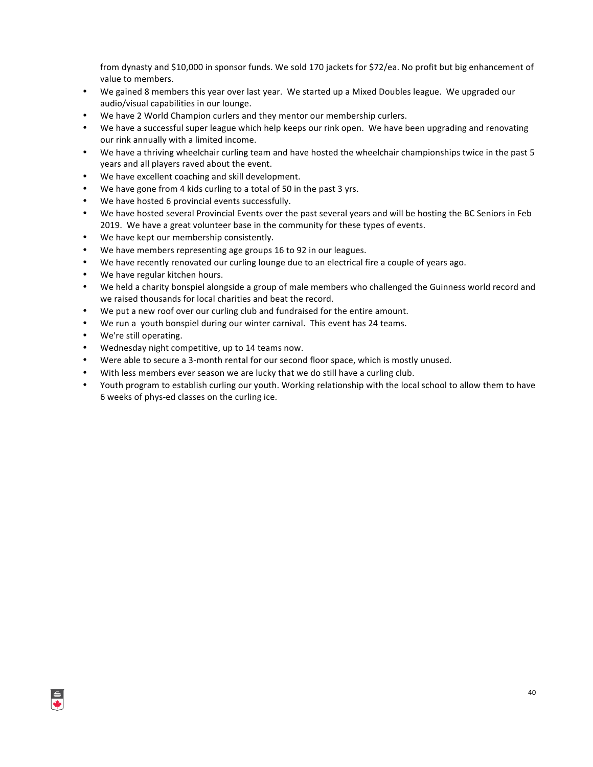from dynasty and $10,000 in sponsor funds. We sold 170 jackets for $72/ea. No profit but big enhancement of value to members.

- We gained 8 members this year over last year. We started up a Mixed Doubles league. We upgraded our audio/visual capabilities in our lounge.
- We have 2 World Champion curlers and they mentor our membership curlers.
- We have a successful super league which help keeps our rink open. We have been upgrading and renovating our rink annually with a limited income.
- We have a thriving wheelchair curling team and have hosted the wheelchair championships twice in the past 5 years and all players raved about the event.
- We have excellent coaching and skill development.
- We have gone from 4 kids curling to a total of 50 in the past 3 yrs.
- We have hosted 6 provincial events successfully.
- We have hosted several Provincial Events over the past several years and will be hosting the BC Seniors in Feb 2019. We have a great volunteer base in the community for these types of events.
- We have kept our membership consistently.
- We have members representing age groups 16 to 92 in our leagues.
- We have recently renovated our curling lounge due to an electrical fire a couple of years ago.
- We have regular kitchen hours.
- We held a charity bonspiel alongside a group of male members who challenged the Guinness world record and we raised thousands for local charities and beat the record.
- We put a new roof over our curling club and fundraised for the entire amount.
- We run a youth bonspiel during our winter carnival. This event has 24 teams.
- We're still operating.
- Wednesday night competitive, up to 14 teams now.
- Were able to secure a 3-month rental for our second floor space, which is mostly unused.
- With less members ever season we are lucky that we do still have a curling club.
- Youth program to establish curling our youth. Working relationship with the local school to allow them to have 6 weeks of phys-ed classes on the curling ice.